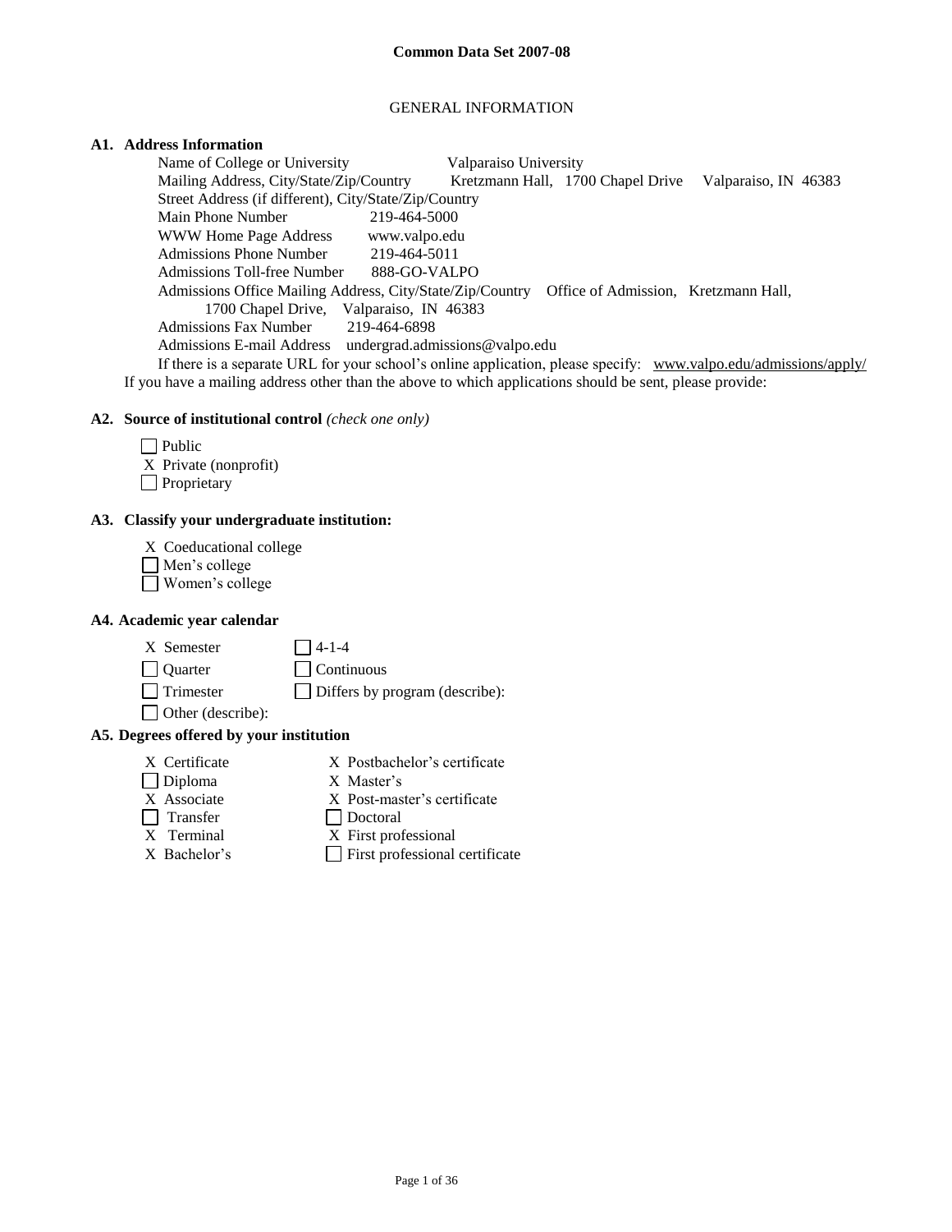# Common Data Set 2007-08

## GENERAL INFORMATION

### A1. Address Information

Name of College or University: Valparaiso University

Mailing Address, City/State/Zip/Country: Kretzmann Hall, 1700 Chapel Drive Valparaiso, IN 46383

Street Address (if different), City/State/Zip/Country

Main Phone Number: 219-464-5000

WWW Home Page Address: www.valpo.edu

Admissions Phone Number: 219-464-5011

Admissions Toll-free Number: 888-GO-VALPO

Admissions Office Mailing Address, City/State/Zip/Country: Office of Admission, Kretzmann Hall, 1700 Chapel Drive, Valparaiso, IN 46383

Admissions Fax Number: 219-464-6898

Admissions E-mail Address: undergrad.admissions@valpo.edu

If there is a separate URL for your school's online application, please specify: www.valpo.edu/admissions/apply/

If you have a mailing address other than the above to which applications should be sent, please provide:

### A2. Source of institutional control *(check one only)*

- [ ] Public
- [X] Private (nonprofit)
- [ ] Proprietary

### A3. Classify your undergraduate institution:

- [X] Coeducational college
- [ ] Men's college
- [ ] Women's college

### A4. Academic year calendar

- [X] Semester
- [ ] Quarter
- [ ] Trimester
- [ ] Other (describe):
- [ ] 4-1-4
- [ ] Continuous
- [ ] Differs by program (describe):

### A5. Degrees offered by your institution

- [X] Certificate
- [ ] Diploma
- [X] Associate
- [ ] Transfer
- [X] Terminal
- [X] Bachelor's
- [X] Postbachelor's certificate
- [X] Master's
- [X] Post-master's certificate
- [ ] Doctoral
- [X] First professional
- [ ] First professional certificate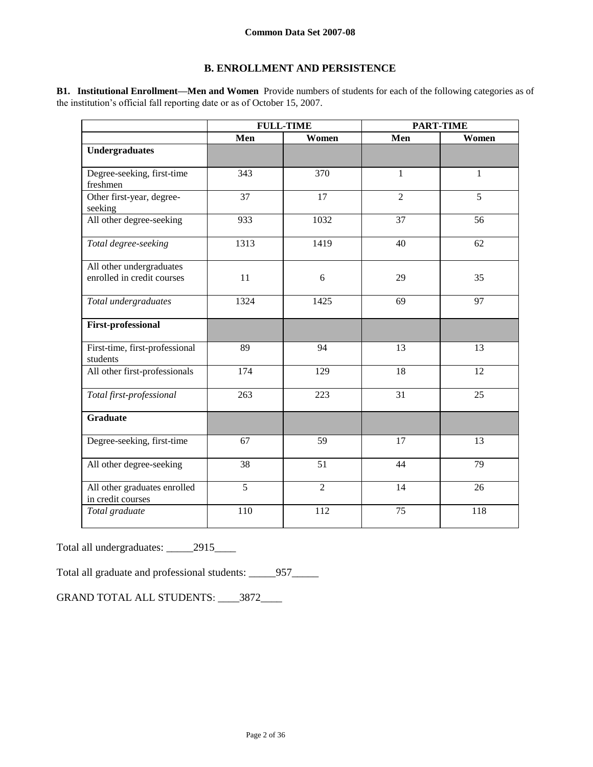## B. ENROLLMENT AND PERSISTENCE

**B1. Institutional Enrollment—Men and Women** Provide numbers of students for each of the following categories as of the institution's official fall reporting date or as of October 15, 2007.

| | FULL-TIME | | PART-TIME | |
|---|---|---|---|---|
| | **Men** | **Women** | **Men** | **Women** |
| **Undergraduates** | | | | |
| Degree-seeking, first-time freshmen | 343 | 370 | 1 | 1 |
| Other first-year, degree-seeking | 37 | 17 | 2 | 5 |
| All other degree-seeking | 933 | 1032 | 37 | 56 |
| *Total degree-seeking* | 1313 | 1419 | 40 | 62 |
| All other undergraduates enrolled in credit courses | 11 | 6 | 29 | 35 |
| *Total undergraduates* | 1324 | 1425 | 69 | 97 |
| **First-professional** | | | | |
| First-time, first-professional students | 89 | 94 | 13 | 13 |
| All other first-professionals | 174 | 129 | 18 | 12 |
| *Total first-professional* | 263 | 223 | 31 | 25 |
| **Graduate** | | | | |
| Degree-seeking, first-time | 67 | 59 | 17 | 13 |
| All other degree-seeking | 38 | 51 | 44 | 79 |
| All other graduates enrolled in credit courses | 5 | 2 | 14 | 26 |
| *Total graduate* | 110 | 112 | 75 | 118 |

Total all undergraduates: _____2915____

Total all graduate and professional students: _____957_____

GRAND TOTAL ALL STUDENTS: ____3872____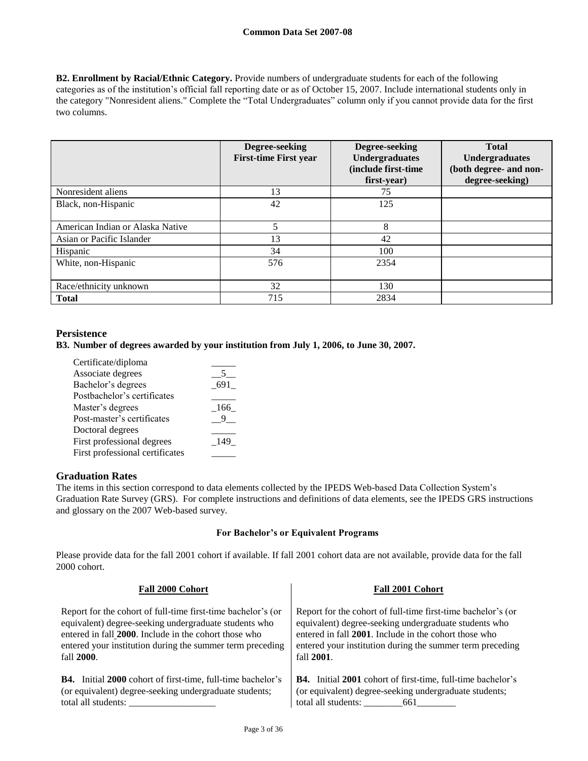**B2. Enrollment by Racial/Ethnic Category.** Provide numbers of undergraduate students for each of the following categories as of the institution's official fall reporting date or as of October 15, 2007. Include international students only in the category "Nonresident aliens." Complete the "Total Undergraduates" column only if you cannot provide data for the first two columns.

| | Degree-seeking First-time First year | Degree-seeking Undergraduates (include first-time first-year) | Total Undergraduates (both degree- and non-degree-seeking) |
|---|---|---|---|
| Nonresident aliens | 13 | 75 | |
| Black, non-Hispanic | 42 | 125 | |
| American Indian or Alaska Native | 5 | 8 | |
| Asian or Pacific Islander | 13 | 42 | |
| Hispanic | 34 | 100 | |
| White, non-Hispanic | 576 | 2354 | |
| Race/ethnicity unknown | 32 | 130 | |
| **Total** | 715 | 2834 | |

## Persistence

**B3. Number of degrees awarded by your institution from July 1, 2006, to June 30, 2007.**

| | |
|---|---|
| Certificate/diploma | _____ |
| Associate degrees | __5__ |
| Bachelor's degrees | _691_ |
| Postbachelor's certificates | _____ |
| Master's degrees | _166_ |
| Post-master's certificates | __9__ |
| Doctoral degrees | _____ |
| First professional degrees | _149_ |
| First professional certificates | _____ |

## Graduation Rates

The items in this section correspond to data elements collected by the IPEDS Web-based Data Collection System's Graduation Rate Survey (GRS). For complete instructions and definitions of data elements, see the IPEDS GRS instructions and glossary on the 2007 Web-based survey.

**For Bachelor's or Equivalent Programs**

Please provide data for the fall 2001 cohort if available. If fall 2001 cohort data are not available, provide data for the fall 2000 cohort.

**Fall 2000 Cohort**

Report for the cohort of full-time first-time bachelor's (or equivalent) degree-seeking undergraduate students who entered in fall **2000**. Include in the cohort those who entered your institution during the summer term preceding fall **2000**.

**B4.** Initial **2000** cohort of first-time, full-time bachelor's (or equivalent) degree-seeking undergraduate students; total all students: __________________

**Fall 2001 Cohort**

Report for the cohort of full-time first-time bachelor's (or equivalent) degree-seeking undergraduate students who entered in fall **2001**. Include in the cohort those who entered your institution during the summer term preceding fall **2001**.

**B4.** Initial **2001** cohort of first-time, full-time bachelor's (or equivalent) degree-seeking undergraduate students; total all students: ________661________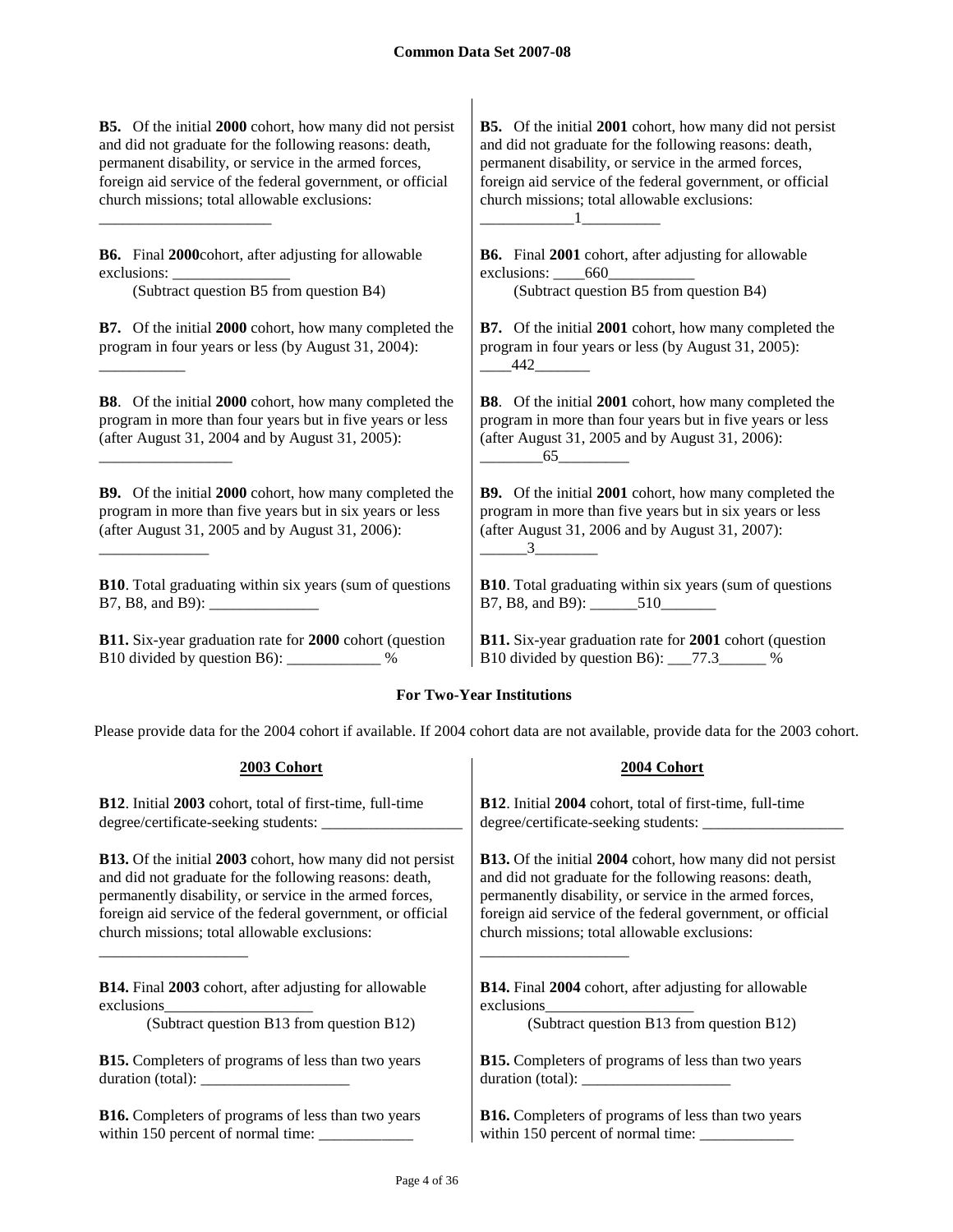**B5.** Of the initial **2000** cohort, how many did not persist and did not graduate for the following reasons: death, permanent disability, or service in the armed forces, foreign aid service of the federal government, or official church missions; total allowable exclusions: _______________________

**B6.** Final **2000**cohort, after adjusting for allowable exclusions: _______________
(Subtract question B5 from question B4)

**B7.** Of the initial **2000** cohort, how many completed the program in four years or less (by August 31, 2004): ___________

**B8**. Of the initial **2000** cohort, how many completed the program in more than four years but in five years or less (after August 31, 2004 and by August 31, 2005): _________________

**B9.** Of the initial **2000** cohort, how many completed the program in more than five years but in six years or less (after August 31, 2005 and by August 31, 2006): ______________

**B10**. Total graduating within six years (sum of questions B7, B8, and B9): ______________

**B11.** Six-year graduation rate for **2000** cohort (question B10 divided by question B6): ____________ %

**B5.** Of the initial **2001** cohort, how many did not persist and did not graduate for the following reasons: death, permanent disability, or service in the armed forces, foreign aid service of the federal government, or official church missions; total allowable exclusions: ____________1__________

**B6.** Final **2001** cohort, after adjusting for allowable exclusions: ____660___________
(Subtract question B5 from question B4)

**B7.** Of the initial **2001** cohort, how many completed the program in four years or less (by August 31, 2005): ____442_______

**B8**. Of the initial **2001** cohort, how many completed the program in more than four years but in five years or less (after August 31, 2005 and by August 31, 2006): ________65_________

**B9.** Of the initial **2001** cohort, how many completed the program in more than five years but in six years or less (after August 31, 2006 and by August 31, 2007): ______3________

**B10**. Total graduating within six years (sum of questions B7, B8, and B9): ______510_______

**B11.** Six-year graduation rate for **2001** cohort (question B10 divided by question B6): ___77.3______ %

**For Two-Year Institutions**

Please provide data for the 2004 cohort if available. If 2004 cohort data are not available, provide data for the 2003 cohort.

**2003 Cohort**

**B12**. Initial **2003** cohort, total of first-time, full-time degree/certificate-seeking students: __________________

**B13.** Of the initial **2003** cohort, how many did not persist and did not graduate for the following reasons: death, permanently disability, or service in the armed forces, foreign aid service of the federal government, or official church missions; total allowable exclusions: ___________________

**B14.** Final **2003** cohort, after adjusting for allowable exclusions___________________
(Subtract question B13 from question B12)

**B15.** Completers of programs of less than two years duration (total): ___________________

**B16.** Completers of programs of less than two years within 150 percent of normal time: ____________

**2004 Cohort**

**B12**. Initial **2004** cohort, total of first-time, full-time degree/certificate-seeking students: __________________

**B13.** Of the initial **2004** cohort, how many did not persist and did not graduate for the following reasons: death, permanently disability, or service in the armed forces, foreign aid service of the federal government, or official church missions; total allowable exclusions: ___________________

**B14.** Final **2004** cohort, after adjusting for allowable exclusions___________________
(Subtract question B13 from question B12)

**B15.** Completers of programs of less than two years duration (total): ___________________

**B16.** Completers of programs of less than two years within 150 percent of normal time: ____________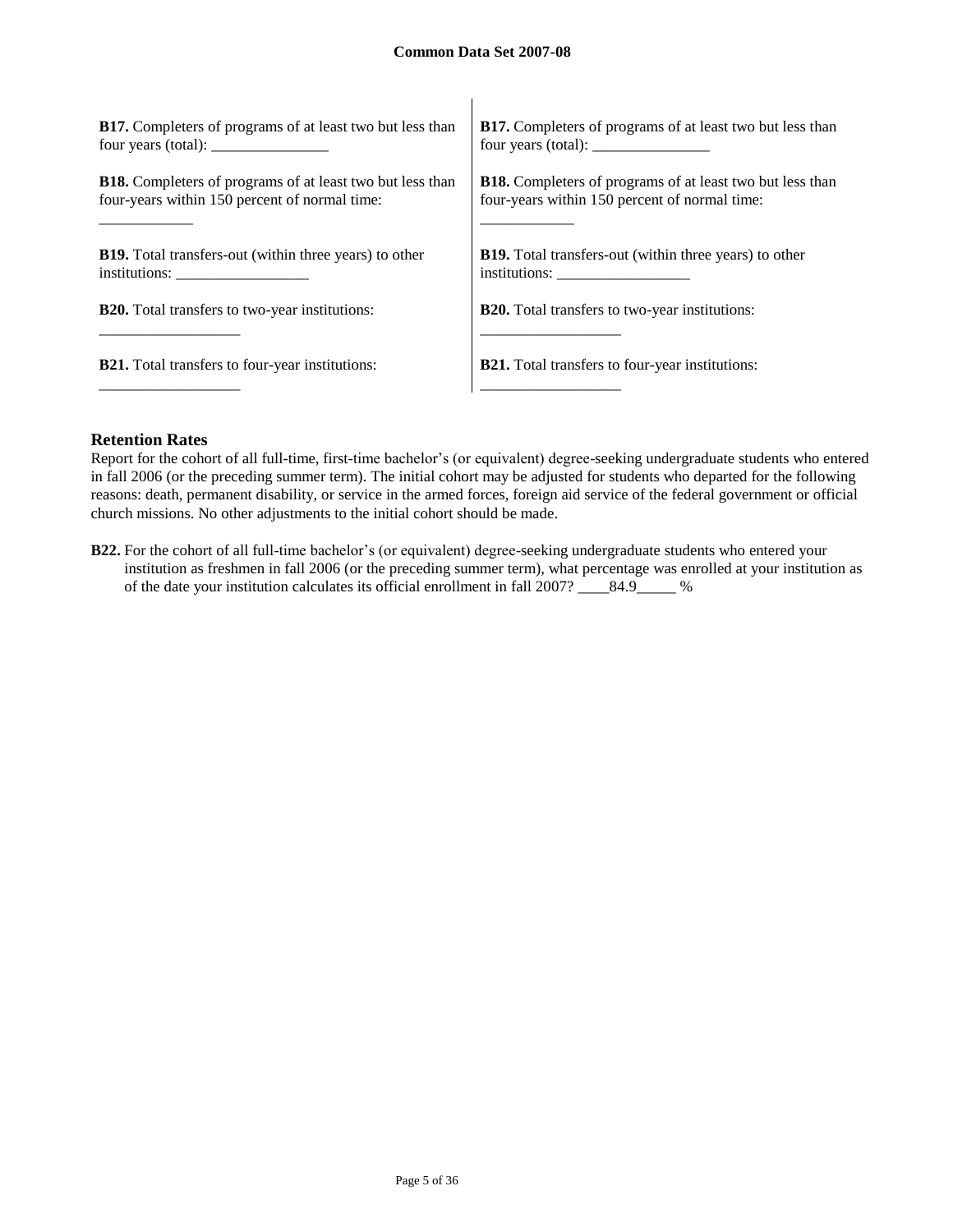**B17.** Completers of programs of at least two but less than four years (total): _______________

**B18.** Completers of programs of at least two but less than four-years within 150 percent of normal time: ____________

**B19.** Total transfers-out (within three years) to other institutions: _________________

**B20.** Total transfers to two-year institutions: __________________

**B21.** Total transfers to four-year institutions: __________________

**B17.** Completers of programs of at least two but less than four years (total): _______________

**B18.** Completers of programs of at least two but less than four-years within 150 percent of normal time: ____________

**B19.** Total transfers-out (within three years) to other institutions: _________________

**B20.** Total transfers to two-year institutions: __________________

**B21.** Total transfers to four-year institutions: __________________

## Retention Rates

Report for the cohort of all full-time, first-time bachelor's (or equivalent) degree-seeking undergraduate students who entered in fall 2006 (or the preceding summer term). The initial cohort may be adjusted for students who departed for the following reasons: death, permanent disability, or service in the armed forces, foreign aid service of the federal government or official church missions. No other adjustments to the initial cohort should be made.

**B22.** For the cohort of all full-time bachelor's (or equivalent) degree-seeking undergraduate students who entered your institution as freshmen in fall 2006 (or the preceding summer term), what percentage was enrolled at your institution as of the date your institution calculates its official enrollment in fall 2007? ____84.9_____ %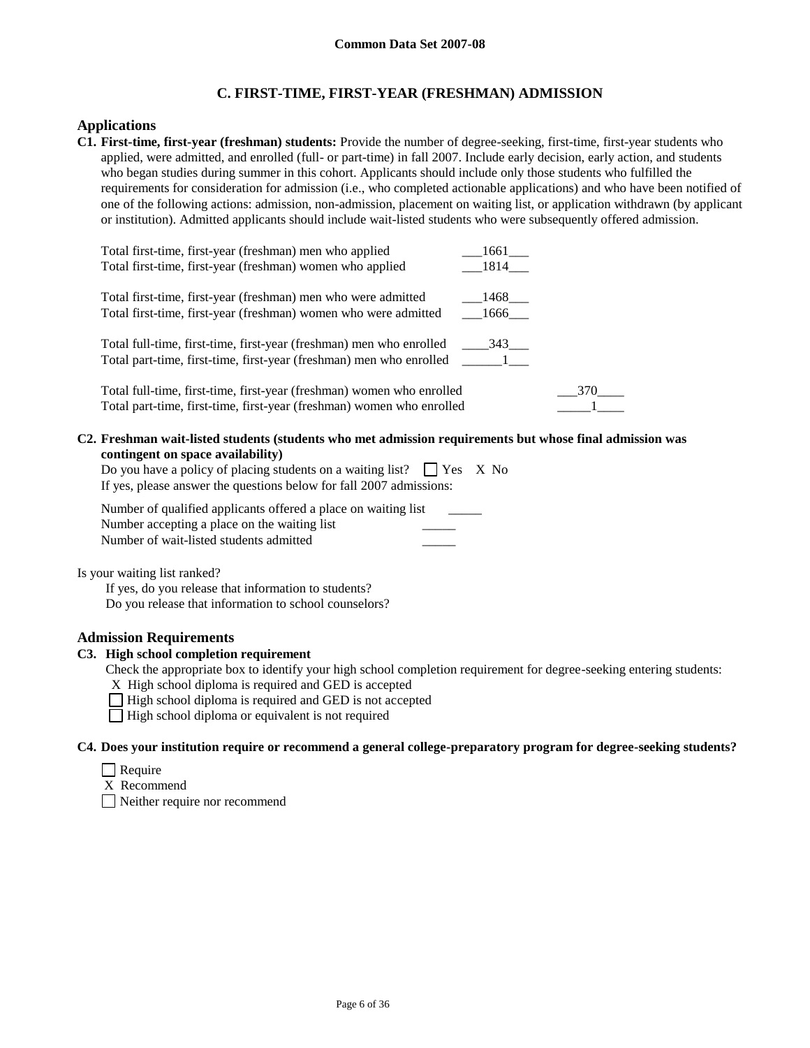## C. FIRST-TIME, FIRST-YEAR (FRESHMAN) ADMISSION

### Applications

**C1. First-time, first-year (freshman) students:** Provide the number of degree-seeking, first-time, first-year students who applied, were admitted, and enrolled (full- or part-time) in fall 2007. Include early decision, early action, and students who began studies during summer in this cohort. Applicants should include only those students who fulfilled the requirements for consideration for admission (i.e., who completed actionable applications) and who have been notified of one of the following actions: admission, non-admission, placement on waiting list, or application withdrawn (by applicant or institution). Admitted applicants should include wait-listed students who were subsequently offered admission.

| | |
|---|---|
| Total first-time, first-year (freshman) men who applied | 1661 |
| Total first-time, first-year (freshman) women who applied | 1814 |
| Total first-time, first-year (freshman) men who were admitted | 1468 |
| Total first-time, first-year (freshman) women who were admitted | 1666 |
| Total full-time, first-time, first-year (freshman) men who enrolled | 343 |
| Total part-time, first-time, first-year (freshman) men who enrolled | 1 |
| Total full-time, first-time, first-year (freshman) women who enrolled | 370 |
| Total part-time, first-time, first-year (freshman) women who enrolled | 1 |

**C2. Freshman wait-listed students (students who met admission requirements but whose final admission was contingent on space availability)**

Do you have a policy of placing students on a waiting list? ☐ Yes X No

If yes, please answer the questions below for fall 2007 admissions:

Number of qualified applicants offered a place on waiting list _____

Number accepting a place on the waiting list _____

Number of wait-listed students admitted _____

Is your waiting list ranked?

If yes, do you release that information to students?

Do you release that information to school counselors?

### Admission Requirements

**C3. High school completion requirement**

Check the appropriate box to identify your high school completion requirement for degree-seeking entering students:

X High school diploma is required and GED is accepted

☐ High school diploma is required and GED is not accepted

☐ High school diploma or equivalent is not required

**C4. Does your institution require or recommend a general college-preparatory program for degree-seeking students?**

☐ Require

X Recommend

☐ Neither require nor recommend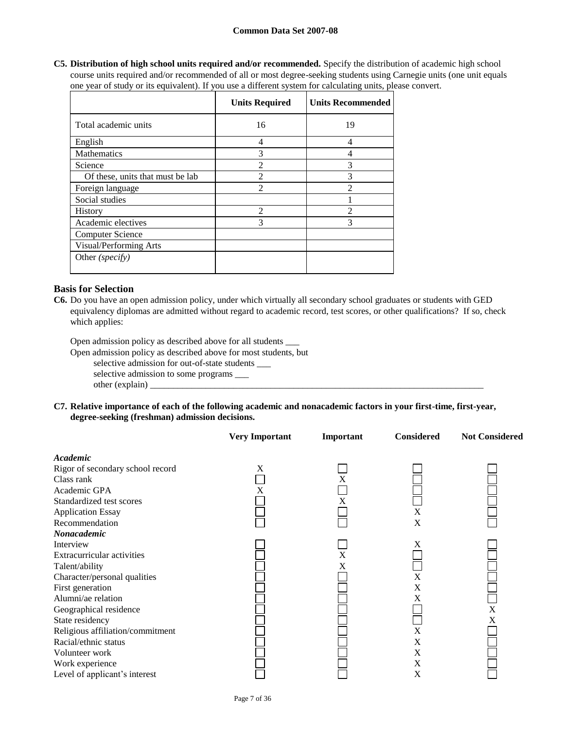**Common Data Set 2007-08**

**C5. Distribution of high school units required and/or recommended.** Specify the distribution of academic high school course units required and/or recommended of all or most degree-seeking students using Carnegie units (one unit equals one year of study or its equivalent). If you use a different system for calculating units, please convert.

| | Units Required | Units Recommended |
|---|---|---|
| Total academic units | 16 | 19 |
| English | 4 | 4 |
| Mathematics | 3 | 4 |
| Science | 2 | 3 |
| Of these, units that must be lab | 2 | 3 |
| Foreign language | 2 | 2 |
| Social studies | | 1 |
| History | 2 | 2 |
| Academic electives | 3 | 3 |
| Computer Science | | |
| Visual/Performing Arts | | |
| Other *(specify)* | | |

## Basis for Selection

**C6.** Do you have an open admission policy, under which virtually all secondary school graduates or students with GED equivalency diplomas are admitted without regard to academic record, test scores, or other qualifications? If so, check which applies:

Open admission policy as described above for all students ___

Open admission policy as described above for most students, but

selective admission for out-of-state students ___

selective admission to some programs ___

other (explain) ___

**C7. Relative importance of each of the following academic and nonacademic factors in your first-time, first-year, degree-seeking (freshman) admission decisions.**

| | Very Important | Important | Considered | Not Considered |
|---|---|---|---|---|
| ***Academic*** | | | | |
| Rigor of secondary school record | X | | | |
| Class rank | | X | | |
| Academic GPA | X | | | |
| Standardized test scores | | X | | |
| Application Essay | | | X | |
| Recommendation | | | X | |
| ***Nonacademic*** | | | | |
| Interview | | | X | |
| Extracurricular activities | | X | | |
| Talent/ability | | X | | |
| Character/personal qualities | | | X | |
| First generation | | | X | |
| Alumni/ae relation | | | X | |
| Geographical residence | | | | X |
| State residency | | | | X |
| Religious affiliation/commitment | | | X | |
| Racial/ethnic status | | | X | |
| Volunteer work | | | X | |
| Work experience | | | X | |
| Level of applicant's interest | | | X | |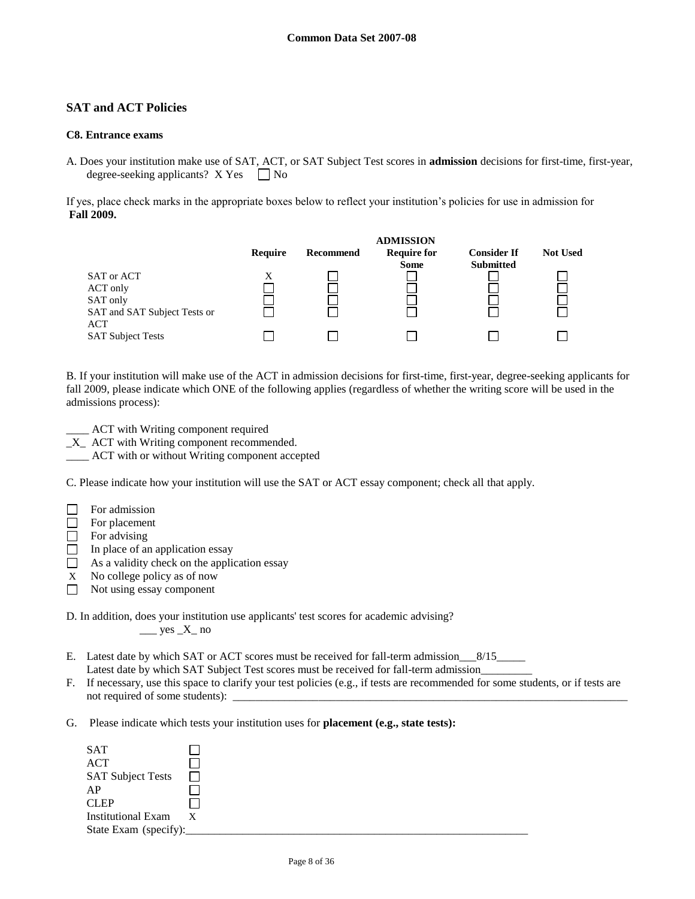## SAT and ACT Policies

### C8. Entrance exams

A. Does your institution make use of SAT, ACT, or SAT Subject Test scores in **admission** decisions for first-time, first-year, degree-seeking applicants? X Yes ☐ No

If yes, place check marks in the appropriate boxes below to reflect your institution's policies for use in admission for **Fall 2009.**

| | | | ADMISSION | | |
|---|---|---|---|---|---|
| | **Require** | **Recommend** | **Require for Some** | **Consider If Submitted** | **Not Used** |
| SAT or ACT | X | ☐ | ☐ | ☐ | ☐ |
| ACT only | ☐ | ☐ | ☐ | ☐ | ☐ |
| SAT only | ☐ | ☐ | ☐ | ☐ | ☐ |
| SAT and SAT Subject Tests or ACT | ☐ | ☐ | ☐ | ☐ | ☐ |
| SAT Subject Tests | ☐ | ☐ | ☐ | ☐ | ☐ |

B. If your institution will make use of the ACT in admission decisions for first-time, first-year, degree-seeking applicants for fall 2009, please indicate which ONE of the following applies (regardless of whether the writing score will be used in the admissions process):

____ ACT with Writing component required  
_X_ ACT with Writing component recommended.  
____ ACT with or without Writing component accepted

C. Please indicate how your institution will use the SAT or ACT essay component; check all that apply.

☐ For admission  
☐ For placement  
☐ For advising  
☐ In place of an application essay  
☐ As a validity check on the application essay  
X No college policy as of now  
☐ Not using essay component

D. In addition, does your institution use applicants' test scores for academic advising?  
___ yes _X_ no

E. Latest date by which SAT or ACT scores must be received for fall-term admission___8/15_____  
Latest date by which SAT Subject Test scores must be received for fall-term admission_________

F. If necessary, use this space to clarify your test policies (e.g., if tests are recommended for some students, or if tests are not required of some students): ___________________________________________________________________________

G. Please indicate which tests your institution uses for **placement (e.g., state tests):**

| | |
|---|---|
| SAT | ☐ |
| ACT | ☐ |
| SAT Subject Tests | ☐ |
| AP | ☐ |
| CLEP | ☐ |
| Institutional Exam | X |

State Exam (specify):_______________________________________________________________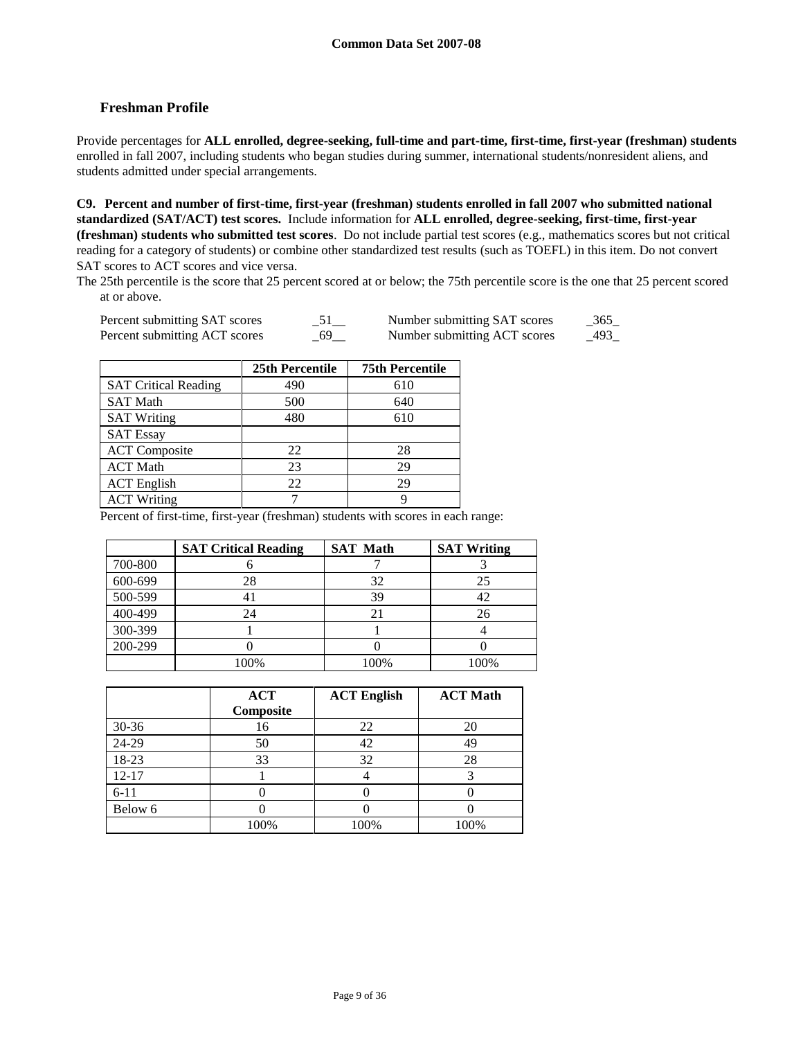## Freshman Profile

Provide percentages for **ALL enrolled, degree-seeking, full-time and part-time, first-time, first-year (freshman) students** enrolled in fall 2007, including students who began studies during summer, international students/nonresident aliens, and students admitted under special arrangements.

**C9. Percent and number of first-time, first-year (freshman) students enrolled in fall 2007 who submitted national standardized (SAT/ACT) test scores.** Include information for **ALL enrolled, degree-seeking, first-time, first-year (freshman) students who submitted test scores**. Do not include partial test scores (e.g., mathematics scores but not critical reading for a category of students) or combine other standardized test results (such as TOEFL) in this item. Do not convert SAT scores to ACT scores and vice versa.

The 25th percentile is the score that 25 percent scored at or below; the 75th percentile score is the one that 25 percent scored at or above.

| | | | |
|---|---|---|---|
| Percent submitting SAT scores | 51 | Number submitting SAT scores | 365 |
| Percent submitting ACT scores | 69 | Number submitting ACT scores | 493 |

| | 25th Percentile | 75th Percentile |
|---|---|---|
| SAT Critical Reading | 490 | 610 |
| SAT Math | 500 | 640 |
| SAT Writing | 480 | 610 |
| SAT Essay | | |
| ACT Composite | 22 | 28 |
| ACT Math | 23 | 29 |
| ACT English | 22 | 29 |
| ACT Writing | 7 | 9 |

Percent of first-time, first-year (freshman) students with scores in each range:

| | SAT Critical Reading | SAT Math | SAT Writing |
|---|---|---|---|
| 700-800 | 6 | 7 | 3 |
| 600-699 | 28 | 32 | 25 |
| 500-599 | 41 | 39 | 42 |
| 400-499 | 24 | 21 | 26 |
| 300-399 | 1 | 1 | 4 |
| 200-299 | 0 | 0 | 0 |
| | 100% | 100% | 100% |

| | ACT Composite | ACT English | ACT Math |
|---|---|---|---|
| 30-36 | 16 | 22 | 20 |
| 24-29 | 50 | 42 | 49 |
| 18-23 | 33 | 32 | 28 |
| 12-17 | 1 | 4 | 3 |
| 6-11 | 0 | 0 | 0 |
| Below 6 | 0 | 0 | 0 |
| | 100% | 100% | 100% |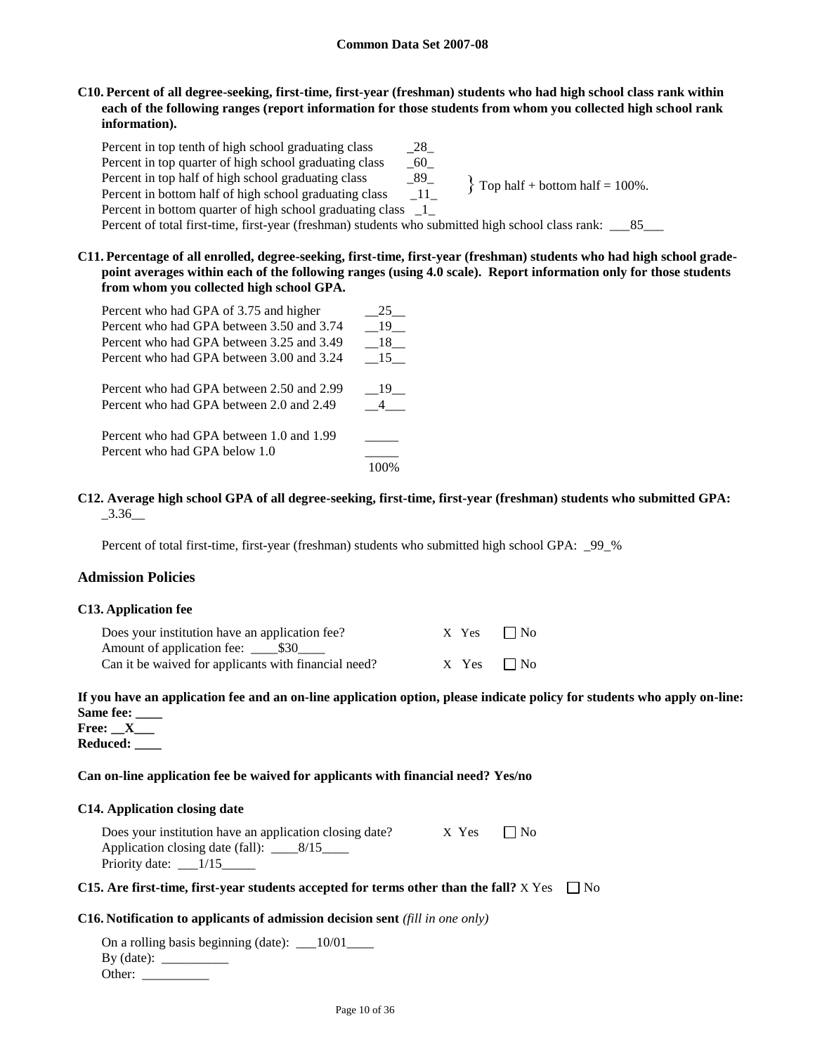**C10. Percent of all degree-seeking, first-time, first-year (freshman) students who had high school class rank within each of the following ranges (report information for those students from whom you collected high school rank information).**

| | | |
|---|---|---|
| Percent in top tenth of high school graduating class | _28_ | |
| Percent in top quarter of high school graduating class | _60_ | |
| Percent in top half of high school graduating class | _89_ | } Top half + bottom half = 100%. |
| Percent in bottom half of high school graduating class | _11_ | |
| Percent in bottom quarter of high school graduating class | _1_ | |

Percent of total first-time, first-year (freshman) students who submitted high school class rank: ___85___

**C11. Percentage of all enrolled, degree-seeking, first-time, first-year (freshman) students who had high school grade-point averages within each of the following ranges (using 4.0 scale). Report information only for those students from whom you collected high school GPA.**

| | |
|---|---|
| Percent who had GPA of 3.75 and higher | __25__ |
| Percent who had GPA between 3.50 and 3.74 | __19__ |
| Percent who had GPA between 3.25 and 3.49 | __18__ |
| Percent who had GPA between 3.00 and 3.24 | __15__ |
| Percent who had GPA between 2.50 and 2.99 | __19__ |
| Percent who had GPA between 2.0 and 2.49 | __4___ |
| Percent who had GPA between 1.0 and 1.99 | _____ |
| Percent who had GPA below 1.0 | _____ |
| | 100% |

**C12. Average high school GPA of all degree-seeking, first-time, first-year (freshman) students who submitted GPA:** _3.36__

Percent of total first-time, first-year (freshman) students who submitted high school GPA: _99_%

## Admission Policies

**C13. Application fee**

Does your institution have an application fee? X Yes ☐ No

Amount of application fee: ____$30____

Can it be waived for applicants with financial need? X Yes ☐ No

**If you have an application fee and an on-line application option, please indicate policy for students who apply on-line:**
**Same fee: ____**
**Free: __X___**
**Reduced: ____**

**Can on-line application fee be waived for applicants with financial need? Yes/no**

**C14. Application closing date**

Does your institution have an application closing date? X Yes ☐ No

Application closing date (fall): ____8/15____

Priority date: ___1/15_____

**C15. Are first-time, first-year students accepted for terms other than the fall?** X Yes ☐ No

**C16. Notification to applicants of admission decision sent** *(fill in one only)*

On a rolling basis beginning (date): ___10/01____

By (date): __________

Other: __________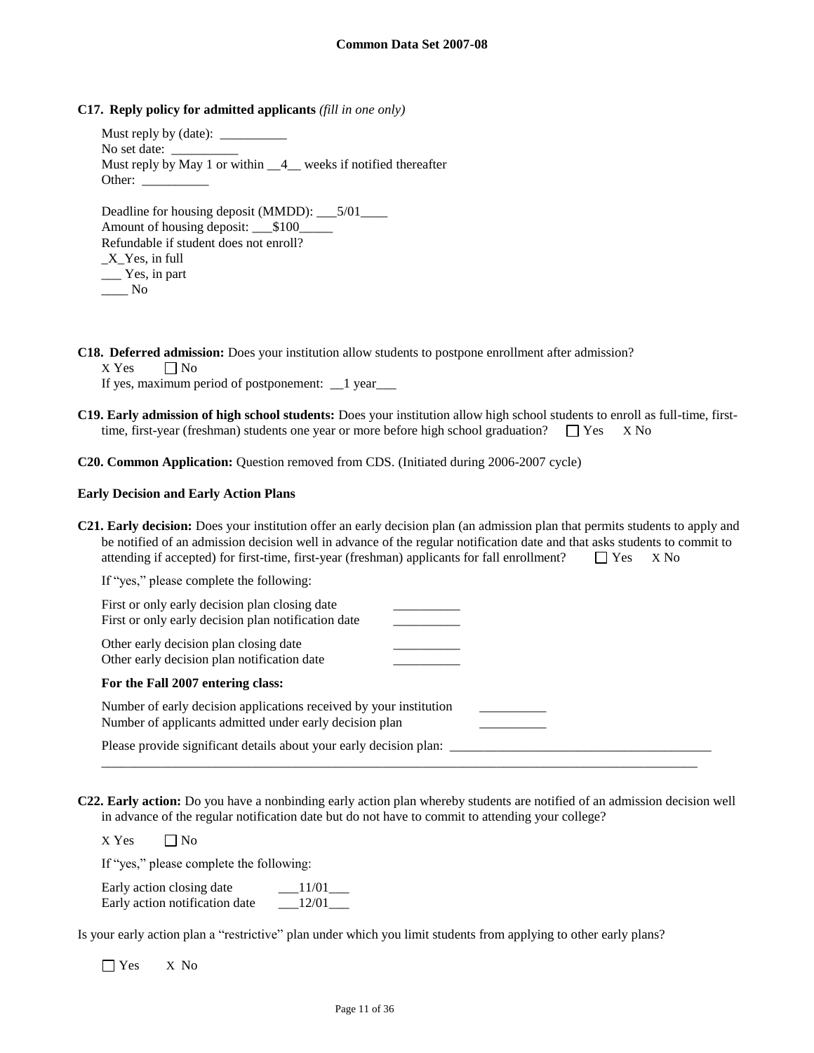**C17. Reply policy for admitted applicants** *(fill in one only)*

Must reply by (date): __________
No set date: __________
Must reply by May 1 or within __4__ weeks if notified thereafter
Other: __________

Deadline for housing deposit (MMDD): ___5/01____
Amount of housing deposit: ___$100_____
Refundable if student does not enroll?
_X_Yes, in full
___ Yes, in part
____ No

**C18. Deferred admission:** Does your institution allow students to postpone enrollment after admission?
X Yes ☐ No
If yes, maximum period of postponement: __1 year___

**C19. Early admission of high school students:** Does your institution allow high school students to enroll as full-time, first-time, first-year (freshman) students one year or more before high school graduation? ☐ Yes X No

**C20. Common Application:** Question removed from CDS. (Initiated during 2006-2007 cycle)

**Early Decision and Early Action Plans**

**C21. Early decision:** Does your institution offer an early decision plan (an admission plan that permits students to apply and be notified of an admission decision well in advance of the regular notification date and that asks students to commit to attending if accepted) for first-time, first-year (freshman) applicants for fall enrollment? ☐ Yes X No

If "yes," please complete the following:

First or only early decision plan closing date __________
First or only early decision plan notification date __________

Other early decision plan closing date __________
Other early decision plan notification date __________

**For the Fall 2007 entering class:**

Number of early decision applications received by your institution __________
Number of applicants admitted under early decision plan __________

Please provide significant details about your early decision plan: ________________________________________
______________________________________________________________________________________________

**C22. Early action:** Do you have a nonbinding early action plan whereby students are notified of an admission decision well in advance of the regular notification date but do not have to commit to attending your college?

X Yes ☐ No

If "yes," please complete the following:

Early action closing date ___11/01___
Early action notification date ___12/01___

Is your early action plan a "restrictive" plan under which you limit students from applying to other early plans?

☐ Yes X No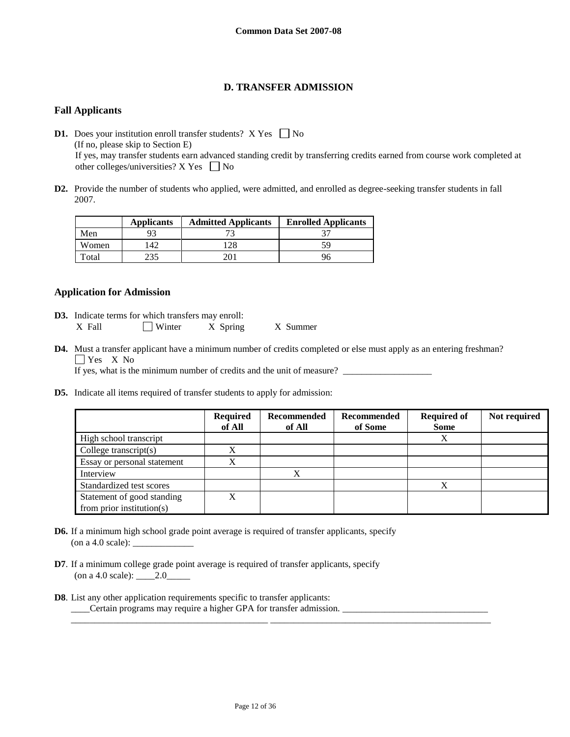## D. TRANSFER ADMISSION

### Fall Applicants

**D1.** Does your institution enroll transfer students? X Yes ☐ No
(If no, please skip to Section E)
If yes, may transfer students earn advanced standing credit by transferring credits earned from course work completed at other colleges/universities? X Yes ☐ No

**D2.** Provide the number of students who applied, were admitted, and enrolled as degree-seeking transfer students in fall 2007.

| | Applicants | Admitted Applicants | Enrolled Applicants |
|---|---|---|---|
| Men | 93 | 73 | 37 |
| Women | 142 | 128 | 59 |
| Total | 235 | 201 | 96 |

### Application for Admission

**D3.** Indicate terms for which transfers may enroll:
X Fall ☐ Winter X Spring X Summer

**D4.** Must a transfer applicant have a minimum number of credits completed or else must apply as an entering freshman?
☐ Yes X No
If yes, what is the minimum number of credits and the unit of measure? ___________________

**D5.** Indicate all items required of transfer students to apply for admission:

| | Required of All | Recommended of All | Recommended of Some | Required of Some | Not required |
|---|---|---|---|---|---|
| High school transcript | | | | X | |
| College transcript(s) | X | | | | |
| Essay or personal statement | X | | | | |
| Interview | | X | | | |
| Standardized test scores | | | | X | |
| Statement of good standing from prior institution(s) | X | | | | |

**D6.** If a minimum high school grade point average is required of transfer applicants, specify (on a 4.0 scale): _____________

**D7**. If a minimum college grade point average is required of transfer applicants, specify (on a 4.0 scale): ____2.0_____

**D8**. List any other application requirements specific to transfer applicants:
____Certain programs may require a higher GPA for transfer admission. _______________________________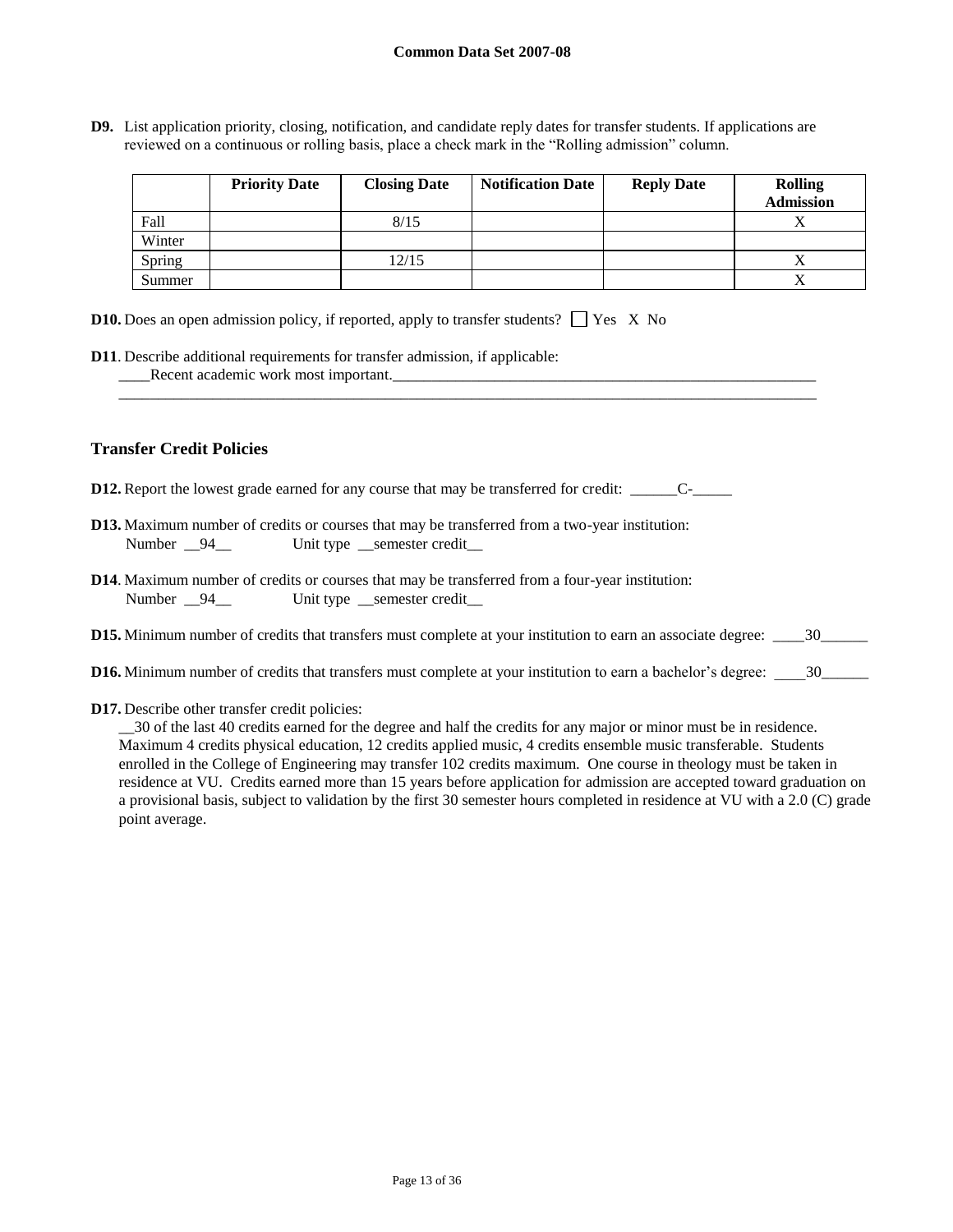**D9.** List application priority, closing, notification, and candidate reply dates for transfer students. If applications are reviewed on a continuous or rolling basis, place a check mark in the "Rolling admission" column.

| | Priority Date | Closing Date | Notification Date | Reply Date | Rolling Admission |
|---|---|---|---|---|---|
| Fall | | 8/15 | | | X |
| Winter | | | | | |
| Spring | | 12/15 | | | X |
| Summer | | | | | X |

**D10.** Does an open admission policy, if reported, apply to transfer students? ☐ Yes X No

**D11**. Describe additional requirements for transfer admission, if applicable:
Recent academic work most important.

## Transfer Credit Policies

**D12.** Report the lowest grade earned for any course that may be transferred for credit: C-

**D13.** Maximum number of credits or courses that may be transferred from a two-year institution:
Number 94 Unit type semester credit

**D14**. Maximum number of credits or courses that may be transferred from a four-year institution:
Number 94 Unit type semester credit

**D15.** Minimum number of credits that transfers must complete at your institution to earn an associate degree: 30

**D16.** Minimum number of credits that transfers must complete at your institution to earn a bachelor's degree: 30

**D17.** Describe other transfer credit policies:
30 of the last 40 credits earned for the degree and half the credits for any major or minor must be in residence. Maximum 4 credits physical education, 12 credits applied music, 4 credits ensemble music transferable. Students enrolled in the College of Engineering may transfer 102 credits maximum. One course in theology must be taken in residence at VU. Credits earned more than 15 years before application for admission are accepted toward graduation on a provisional basis, subject to validation by the first 30 semester hours completed in residence at VU with a 2.0 (C) grade point average.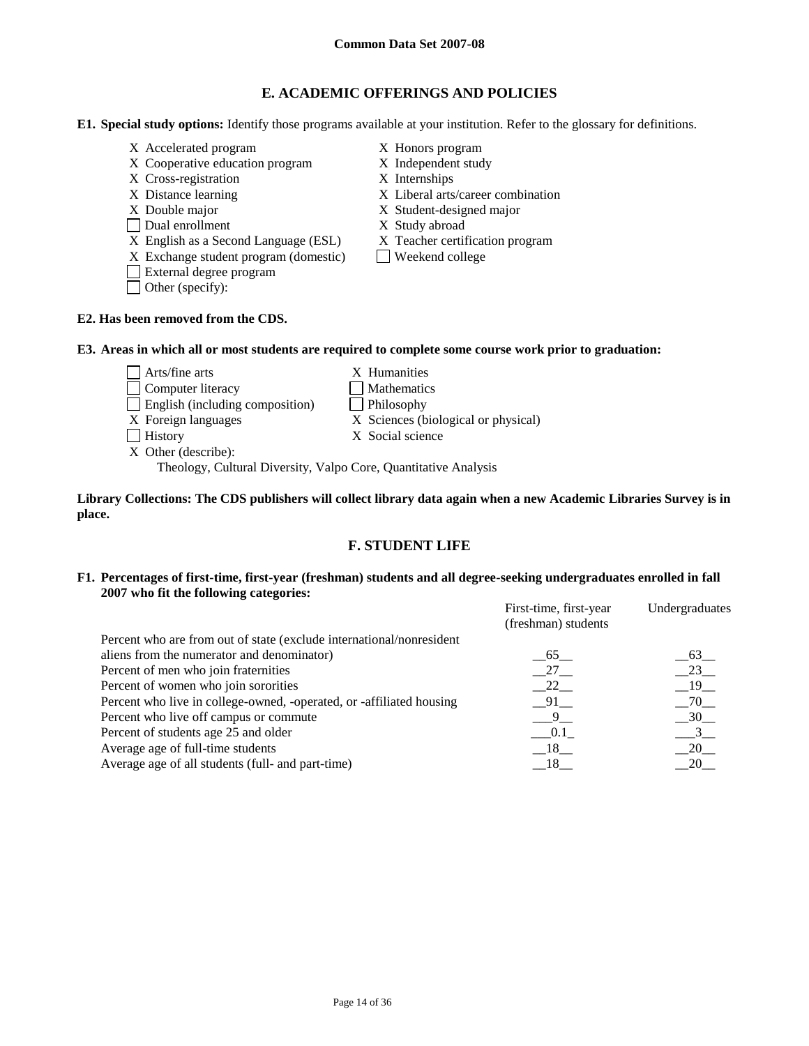## E. ACADEMIC OFFERINGS AND POLICIES

**E1. Special study options:** Identify those programs available at your institution. Refer to the glossary for definitions.

- X Accelerated program
- X Cooperative education program
- X Cross-registration
- X Distance learning
- X Double major
- ☐ Dual enrollment
- X English as a Second Language (ESL)
- X Exchange student program (domestic)
- ☐ External degree program
- ☐ Other (specify):
- X Honors program
- X Independent study
- X Internships
- X Liberal arts/career combination
- X Student-designed major
- X Study abroad
- X Teacher certification program
- ☐ Weekend college

**E2. Has been removed from the CDS.**

**E3. Areas in which all or most students are required to complete some course work prior to graduation:**

- ☐ Arts/fine arts
- ☐ Computer literacy
- ☐ English (including composition)
- X Foreign languages
- ☐ History
- X Humanities
- ☐ Mathematics
- ☐ Philosophy
- X Sciences (biological or physical)
- X Social science
- X Other (describe):
  Theology, Cultural Diversity, Valpo Core, Quantitative Analysis

**Library Collections: The CDS publishers will collect library data again when a new Academic Libraries Survey is in place.**

## F. STUDENT LIFE

**F1. Percentages of first-time, first-year (freshman) students and all degree-seeking undergraduates enrolled in fall 2007 who fit the following categories:**

| | First-time, first-year (freshman) students | Undergraduates |
|---|---|---|
| Percent who are from out of state (exclude international/nonresident aliens from the numerator and denominator) | 65 | 63 |
| Percent of men who join fraternities | 27 | 23 |
| Percent of women who join sororities | 22 | 19 |
| Percent who live in college-owned, -operated, or -affiliated housing | 91 | 70 |
| Percent who live off campus or commute | 9 | 30 |
| Percent of students age 25 and older | 0.1 | 3 |
| Average age of full-time students | 18 | 20 |
| Average age of all students (full- and part-time) | 18 | 20 |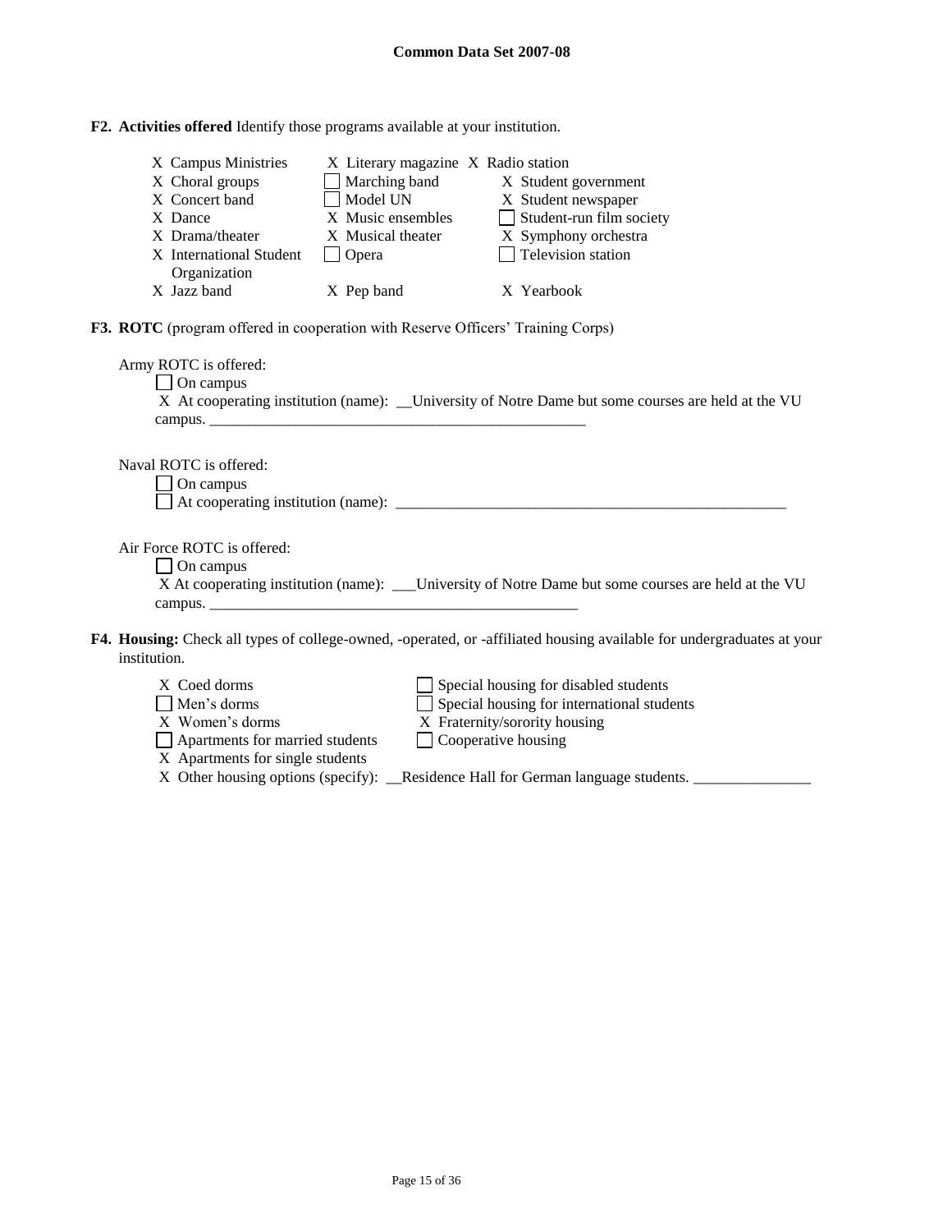**F2. Activities offered** Identify those programs available at your institution.

- X Campus Ministries
- X Choral groups
- X Concert band
- X Dance
- X Drama/theater
- X International Student Organization
- X Jazz band
- X Literary magazine
- ☐ Marching band
- ☐ Model UN
- X Music ensembles
- X Musical theater
- ☐ Opera
- X Pep band
- X Radio station
- X Student government
- X Student newspaper
- ☐ Student-run film society
- X Symphony orchestra
- ☐ Television station
- X Yearbook

**F3. ROTC** (program offered in cooperation with Reserve Officers' Training Corps)

Army ROTC is offered:

- ☐ On campus
- X At cooperating institution (name): __University of Notre Dame but some courses are held at the VU campus. ___________________________________________________

Naval ROTC is offered:

- ☐ On campus
- ☐ At cooperating institution (name): ______________________________________________________

Air Force ROTC is offered:

- ☐ On campus
- X At cooperating institution (name): ___University of Notre Dame but some courses are held at the VU campus. _________________________________________________

**F4. Housing:** Check all types of college-owned, -operated, or -affiliated housing available for undergraduates at your institution.

- X Coed dorms
- ☐ Men's dorms
- X Women's dorms
- ☐ Apartments for married students
- X Apartments for single students
- ☐ Special housing for disabled students
- ☐ Special housing for international students
- X Fraternity/sorority housing
- ☐ Cooperative housing
- X Other housing options (specify): __Residence Hall for German language students. _______________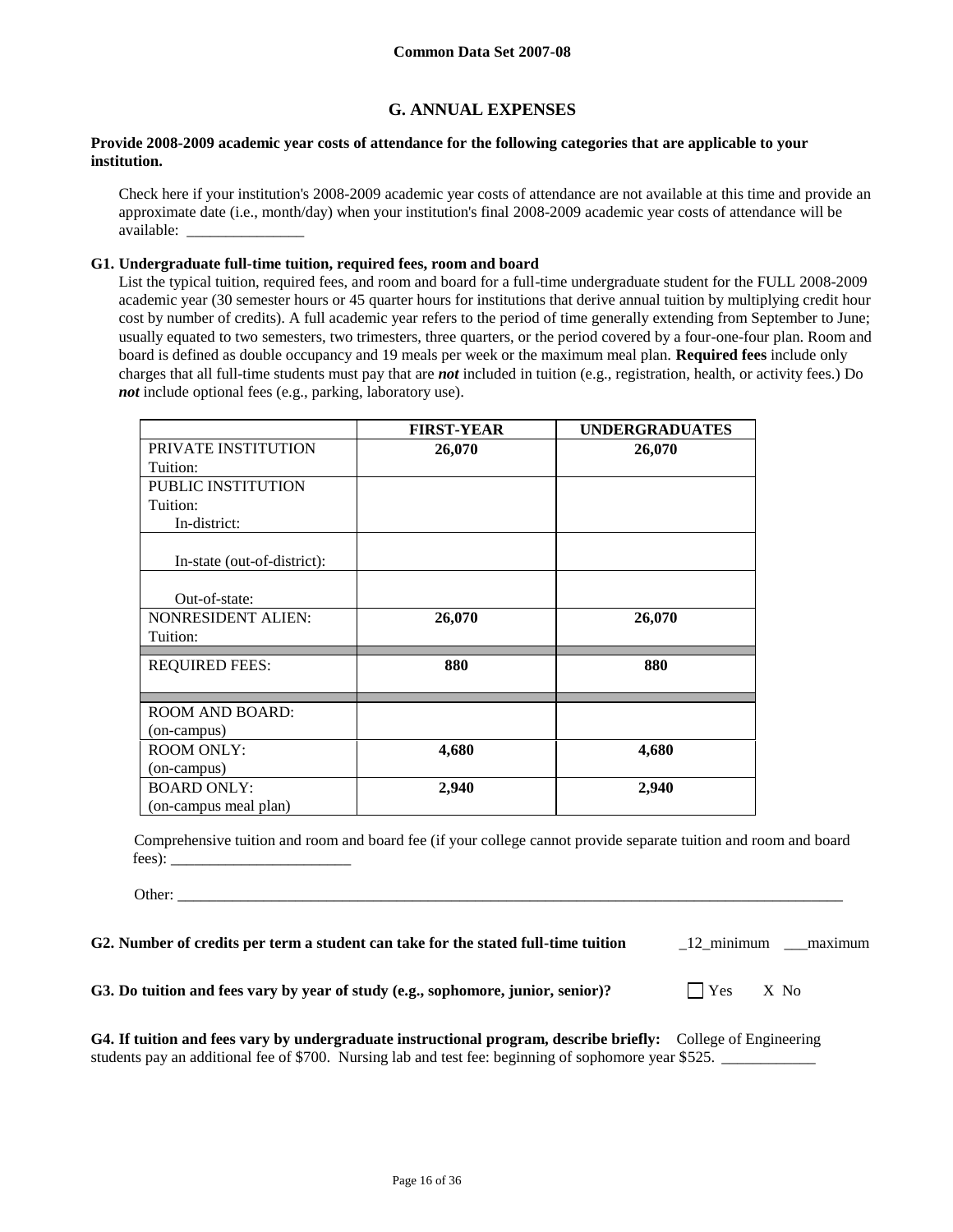## G. ANNUAL EXPENSES

**Provide 2008-2009 academic year costs of attendance for the following categories that are applicable to your institution.**

Check here if your institution's 2008-2009 academic year costs of attendance are not available at this time and provide an approximate date (i.e., month/day) when your institution's final 2008-2009 academic year costs of attendance will be available: _______________

**G1. Undergraduate full-time tuition, required fees, room and board**

List the typical tuition, required fees, and room and board for a full-time undergraduate student for the FULL 2008-2009 academic year (30 semester hours or 45 quarter hours for institutions that derive annual tuition by multiplying credit hour cost by number of credits). A full academic year refers to the period of time generally extending from September to June; usually equated to two semesters, two trimesters, three quarters, or the period covered by a four-one-four plan. Room and board is defined as double occupancy and 19 meals per week or the maximum meal plan. **Required fees** include only charges that all full-time students must pay that are ***not*** included in tuition (e.g., registration, health, or activity fees.) Do ***not*** include optional fees (e.g., parking, laboratory use).

| | **FIRST-YEAR** | **UNDERGRADUATES** |
|---|---|---|
| PRIVATE INSTITUTION Tuition: | **26,070** | **26,070** |
| PUBLIC INSTITUTION Tuition: In-district: | | |
| In-state (out-of-district): | | |
| Out-of-state: | | |
| NONRESIDENT ALIEN: Tuition: | **26,070** | **26,070** |
| REQUIRED FEES: | **880** | **880** |
| ROOM AND BOARD: (on-campus) | | |
| ROOM ONLY: (on-campus) | **4,680** | **4,680** |
| BOARD ONLY: (on-campus meal plan) | **2,940** | **2,940** |

Comprehensive tuition and room and board fee (if your college cannot provide separate tuition and room and board fees): _______________________

Other: _______________________________________________________________________________________

**G2. Number of credits per term a student can take for the stated full-time tuition** _12_minimum ___maximum

**G3. Do tuition and fees vary by year of study (e.g., sophomore, junior, senior)?** ☐ Yes X No

**G4. If tuition and fees vary by undergraduate instructional program, describe briefly:** College of Engineering students pay an additional fee of $700. Nursing lab and test fee: beginning of sophomore year $525. ____________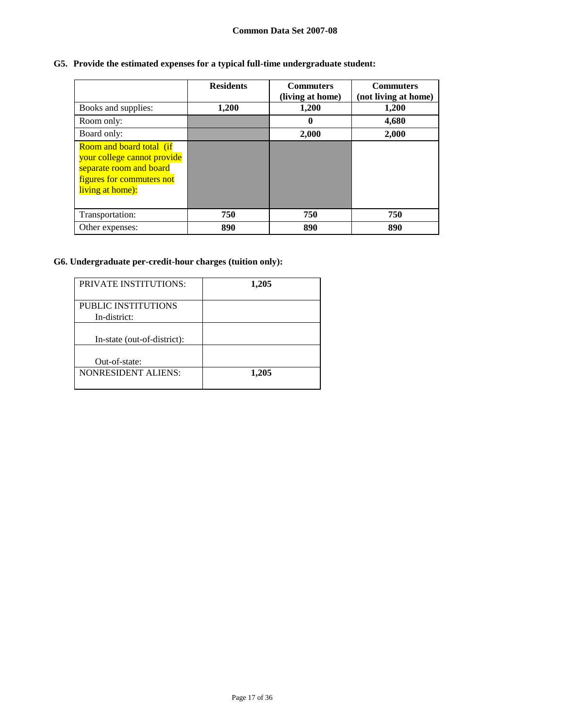**Common Data Set 2007-08**

**G5. Provide the estimated expenses for a typical full-time undergraduate student:**

| | Residents | Commuters (living at home) | Commuters (not living at home) |
|---|---|---|---|
| Books and supplies: | 1,200 | 1,200 | 1,200 |
| Room only: | | 0 | 4,680 |
| Board only: | | 2,000 | 2,000 |
| Room and board total (if your college cannot provide separate room and board figures for commuters not living at home): | | | |
| Transportation: | 750 | 750 | 750 |
| Other expenses: | 890 | 890 | 890 |

**G6. Undergraduate per-credit-hour charges (tuition only):**

| | |
|---|---|
| PRIVATE INSTITUTIONS: | 1,205 |
| PUBLIC INSTITUTIONS In-district: | |
| In-state (out-of-district): | |
| Out-of-state: | |
| NONRESIDENT ALIENS: | 1,205 |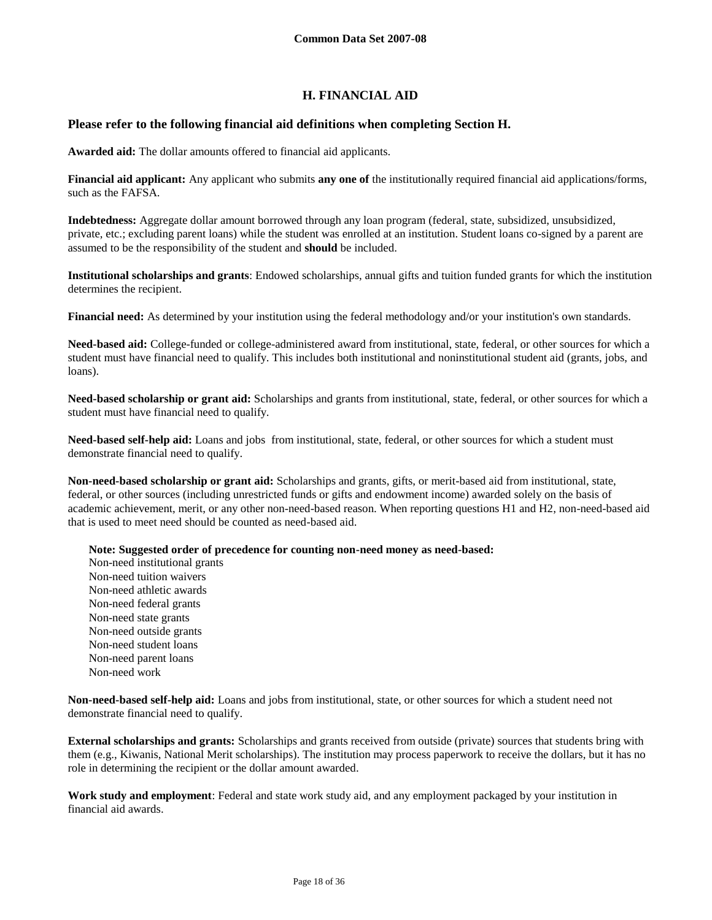## H. FINANCIAL AID

### Please refer to the following financial aid definitions when completing Section H.

**Awarded aid:** The dollar amounts offered to financial aid applicants.

**Financial aid applicant:** Any applicant who submits **any one of** the institutionally required financial aid applications/forms, such as the FAFSA.

**Indebtedness:** Aggregate dollar amount borrowed through any loan program (federal, state, subsidized, unsubsidized, private, etc.; excluding parent loans) while the student was enrolled at an institution. Student loans co-signed by a parent are assumed to be the responsibility of the student and **should** be included.

**Institutional scholarships and grants**: Endowed scholarships, annual gifts and tuition funded grants for which the institution determines the recipient.

**Financial need:** As determined by your institution using the federal methodology and/or your institution's own standards.

**Need-based aid:** College-funded or college-administered award from institutional, state, federal, or other sources for which a student must have financial need to qualify. This includes both institutional and noninstitutional student aid (grants, jobs, and loans).

**Need-based scholarship or grant aid:** Scholarships and grants from institutional, state, federal, or other sources for which a student must have financial need to qualify.

**Need-based self-help aid:** Loans and jobs from institutional, state, federal, or other sources for which a student must demonstrate financial need to qualify.

**Non-need-based scholarship or grant aid:** Scholarships and grants, gifts, or merit-based aid from institutional, state, federal, or other sources (including unrestricted funds or gifts and endowment income) awarded solely on the basis of academic achievement, merit, or any other non-need-based reason. When reporting questions H1 and H2, non-need-based aid that is used to meet need should be counted as need-based aid.

**Note: Suggested order of precedence for counting non-need money as need-based:**
Non-need institutional grants
Non-need tuition waivers
Non-need athletic awards
Non-need federal grants
Non-need state grants
Non-need outside grants
Non-need student loans
Non-need parent loans
Non-need work

**Non-need-based self-help aid:** Loans and jobs from institutional, state, or other sources for which a student need not demonstrate financial need to qualify.

**External scholarships and grants:** Scholarships and grants received from outside (private) sources that students bring with them (e.g., Kiwanis, National Merit scholarships). The institution may process paperwork to receive the dollars, but it has no role in determining the recipient or the dollar amount awarded.

**Work study and employment**: Federal and state work study aid, and any employment packaged by your institution in financial aid awards.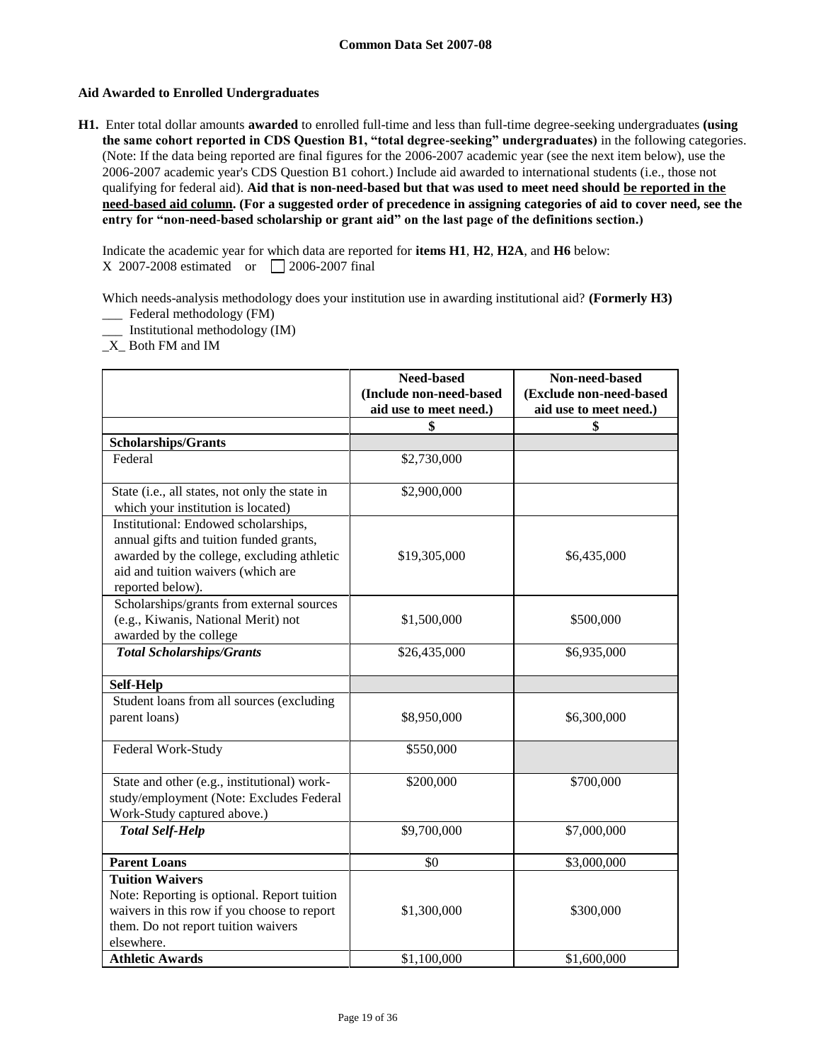### Aid Awarded to Enrolled Undergraduates

**H1.** Enter total dollar amounts **awarded** to enrolled full-time and less than full-time degree-seeking undergraduates **(using the same cohort reported in CDS Question B1, "total degree-seeking" undergraduates)** in the following categories. (Note: If the data being reported are final figures for the 2006-2007 academic year (see the next item below), use the 2006-2007 academic year's CDS Question B1 cohort.) Include aid awarded to international students (i.e., those not qualifying for federal aid). **Aid that is non-need-based but that was used to meet need should be reported in the need-based aid column. (For a suggested order of precedence in assigning categories of aid to cover need, see the entry for "non-need-based scholarship or grant aid" on the last page of the definitions section.)**

Indicate the academic year for which data are reported for **items H1**, **H2**, **H2A**, and **H6** below:
X 2007-2008 estimated or ☐ 2006-2007 final

Which needs-analysis methodology does your institution use in awarding institutional aid? **(Formerly H3)**
___ Federal methodology (FM)
___ Institutional methodology (IM)
_X_ Both FM and IM

| | Need-based (Include non-need-based aid use to meet need.) | Non-need-based (Exclude non-need-based aid use to meet need.) |
|---|---|---|
| | $ | $ |
| **Scholarships/Grants** | | |
| Federal | $2,730,000 | |
| State (i.e., all states, not only the state in which your institution is located) | $2,900,000 | |
| Institutional: Endowed scholarships, annual gifts and tuition funded grants, awarded by the college, excluding athletic aid and tuition waivers (which are reported below). | $19,305,000 | $6,435,000 |
| Scholarships/grants from external sources (e.g., Kiwanis, National Merit) not awarded by the college | $1,500,000 | $500,000 |
| ***Total Scholarships/Grants*** | $26,435,000 | $6,935,000 |
| **Self-Help** | | |
| Student loans from all sources (excluding parent loans) | $8,950,000 | $6,300,000 |
| Federal Work-Study | $550,000 | |
| State and other (e.g., institutional) work-study/employment (Note: Excludes Federal Work-Study captured above.) | $200,000 | $700,000 |
| ***Total Self-Help*** | $9,700,000 | $7,000,000 |
| **Parent Loans** | $0 | $3,000,000 |
| **Tuition Waivers** Note: Reporting is optional. Report tuition waivers in this row if you choose to report them. Do not report tuition waivers elsewhere. | $1,300,000 | $300,000 |
| **Athletic Awards** | $1,100,000 | $1,600,000 |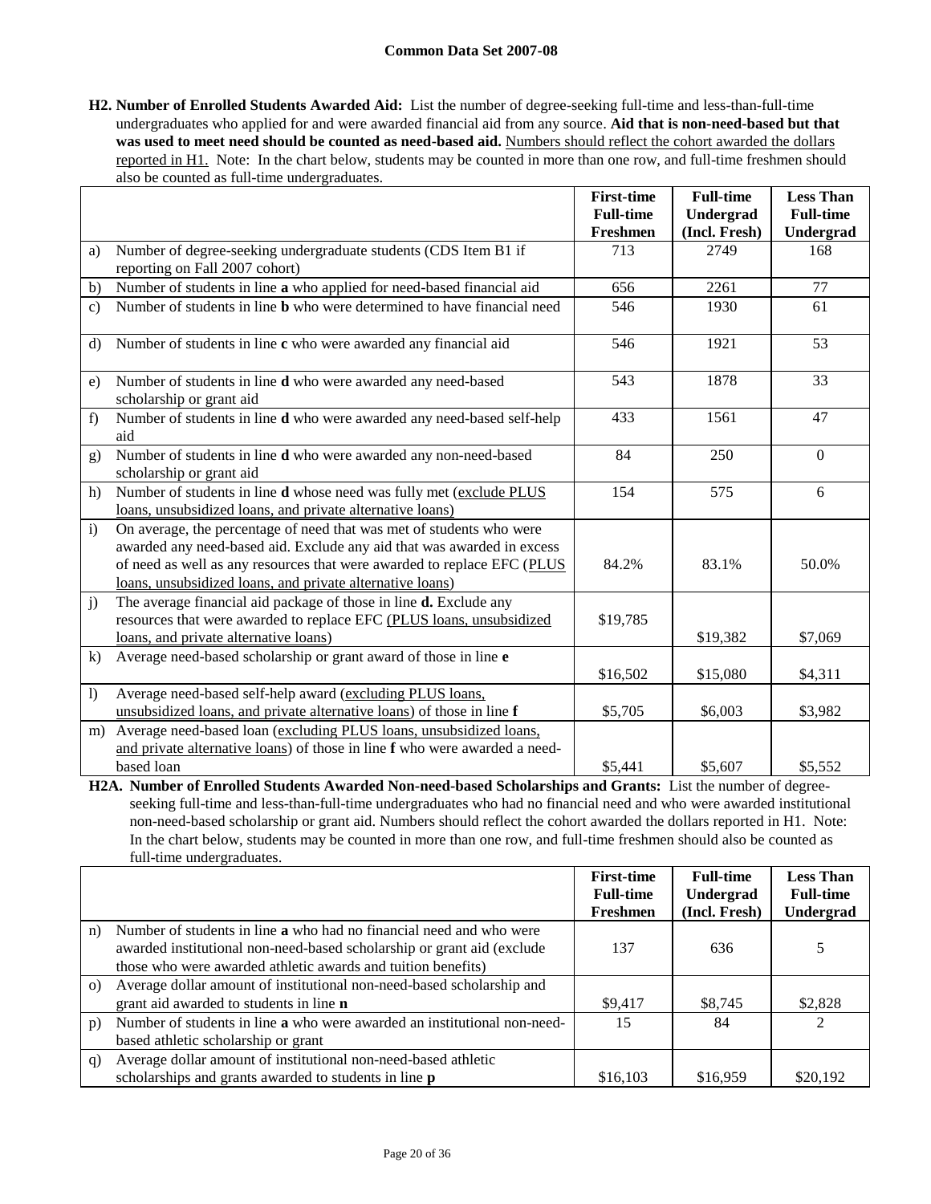**H2. Number of Enrolled Students Awarded Aid:** List the number of degree-seeking full-time and less-than-full-time undergraduates who applied for and were awarded financial aid from any source. **Aid that is non-need-based but that was used to meet need should be counted as need-based aid.** Numbers should reflect the cohort awarded the dollars reported in H1. Note: In the chart below, students may be counted in more than one row, and full-time freshmen should also be counted as full-time undergraduates.

| | | First-time Full-time Freshmen | Full-time Undergrad (Incl. Fresh) | Less Than Full-time Undergrad |
|---|---|---|---|---|
| a) | Number of degree-seeking undergraduate students (CDS Item B1 if reporting on Fall 2007 cohort) | 713 | 2749 | 168 |
| b) | Number of students in line **a** who applied for need-based financial aid | 656 | 2261 | 77 |
| c) | Number of students in line **b** who were determined to have financial need | 546 | 1930 | 61 |
| d) | Number of students in line **c** who were awarded any financial aid | 546 | 1921 | 53 |
| e) | Number of students in line **d** who were awarded any need-based scholarship or grant aid | 543 | 1878 | 33 |
| f) | Number of students in line **d** who were awarded any need-based self-help aid | 433 | 1561 | 47 |
| g) | Number of students in line **d** who were awarded any non-need-based scholarship or grant aid | 84 | 250 | 0 |
| h) | Number of students in line **d** whose need was fully met (exclude PLUS loans, unsubsidized loans, and private alternative loans) | 154 | 575 | 6 |
| i) | On average, the percentage of need that was met of students who were awarded any need-based aid. Exclude any aid that was awarded in excess of need as well as any resources that were awarded to replace EFC (PLUS loans, unsubsidized loans, and private alternative loans) | 84.2% | 83.1% | 50.0% |
| j) | The average financial aid package of those in line **d.** Exclude any resources that were awarded to replace EFC (PLUS loans, unsubsidized loans, and private alternative loans) | $19,785 | $19,382 | $7,069 |
| k) | Average need-based scholarship or grant award of those in line **e** | $16,502 | $15,080 | $4,311 |
| l) | Average need-based self-help award (excluding PLUS loans, unsubsidized loans, and private alternative loans) of those in line **f** | $5,705 | $6,003 | $3,982 |
| m) | Average need-based loan (excluding PLUS loans, unsubsidized loans, and private alternative loans) of those in line **f** who were awarded a need-based loan | $5,441 | $5,607 | $5,552 |

**H2A. Number of Enrolled Students Awarded Non-need-based Scholarships and Grants:** List the number of degree-seeking full-time and less-than-full-time undergraduates who had no financial need and who were awarded institutional non-need-based scholarship or grant aid. Numbers should reflect the cohort awarded the dollars reported in H1. Note: In the chart below, students may be counted in more than one row, and full-time freshmen should also be counted as full-time undergraduates.

| | | First-time Full-time Freshmen | Full-time Undergrad (Incl. Fresh) | Less Than Full-time Undergrad |
|---|---|---|---|---|
| n) | Number of students in line **a** who had no financial need and who were awarded institutional non-need-based scholarship or grant aid (exclude those who were awarded athletic awards and tuition benefits) | 137 | 636 | 5 |
| o) | Average dollar amount of institutional non-need-based scholarship and grant aid awarded to students in line **n** | $9,417 | $8,745 | $2,828 |
| p) | Number of students in line **a** who were awarded an institutional non-need-based athletic scholarship or grant | 15 | 84 | 2 |
| q) | Average dollar amount of institutional non-need-based athletic scholarships and grants awarded to students in line **p** | $16,103 | $16,959 | $20,192 |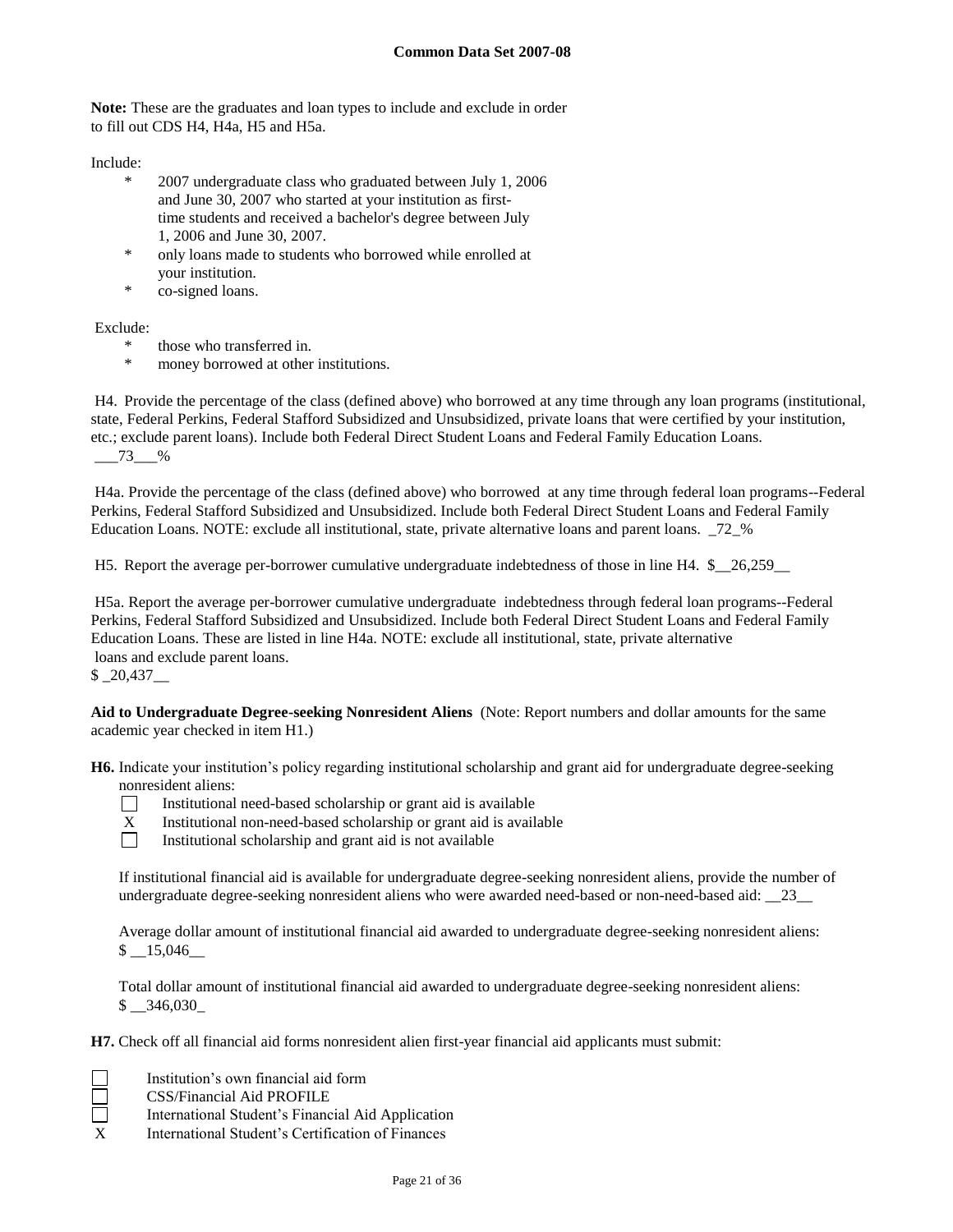**Note:** These are the graduates and loan types to include and exclude in order to fill out CDS H4, H4a, H5 and H5a.

Include:

- 2007 undergraduate class who graduated between July 1, 2006 and June 30, 2007 who started at your institution as first-time students and received a bachelor's degree between July 1, 2006 and June 30, 2007.
- only loans made to students who borrowed while enrolled at your institution.
- co-signed loans.

Exclude:

- those who transferred in.
- money borrowed at other institutions.

H4. Provide the percentage of the class (defined above) who borrowed at any time through any loan programs (institutional, state, Federal Perkins, Federal Stafford Subsidized and Unsubsidized, private loans that were certified by your institution, etc.; exclude parent loans). Include both Federal Direct Student Loans and Federal Family Education Loans. ___73___%

H4a. Provide the percentage of the class (defined above) who borrowed at any time through federal loan programs--Federal Perkins, Federal Stafford Subsidized and Unsubsidized. Include both Federal Direct Student Loans and Federal Family Education Loans. NOTE: exclude all institutional, state, private alternative loans and parent loans. _72_%

H5. Report the average per-borrower cumulative undergraduate indebtedness of those in line H4. $__26,259__

H5a. Report the average per-borrower cumulative undergraduate indebtedness through federal loan programs--Federal Perkins, Federal Stafford Subsidized and Unsubsidized. Include both Federal Direct Student Loans and Federal Family Education Loans. These are listed in line H4a. NOTE: exclude all institutional, state, private alternative loans and exclude parent loans.
$ _20,437__

**Aid to Undergraduate Degree-seeking Nonresident Aliens** (Note: Report numbers and dollar amounts for the same academic year checked in item H1.)

**H6.** Indicate your institution's policy regarding institutional scholarship and grant aid for undergraduate degree-seeking nonresident aliens:

☐ Institutional need-based scholarship or grant aid is available
X Institutional non-need-based scholarship or grant aid is available
☐ Institutional scholarship and grant aid is not available

If institutional financial aid is available for undergraduate degree-seeking nonresident aliens, provide the number of undergraduate degree-seeking nonresident aliens who were awarded need-based or non-need-based aid: __23__

Average dollar amount of institutional financial aid awarded to undergraduate degree-seeking nonresident aliens:
$ __15,046__

Total dollar amount of institutional financial aid awarded to undergraduate degree-seeking nonresident aliens:
$ __346,030_

**H7.** Check off all financial aid forms nonresident alien first-year financial aid applicants must submit:

☐ Institution's own financial aid form
☐ CSS/Financial Aid PROFILE
☐ International Student's Financial Aid Application
X International Student's Certification of Finances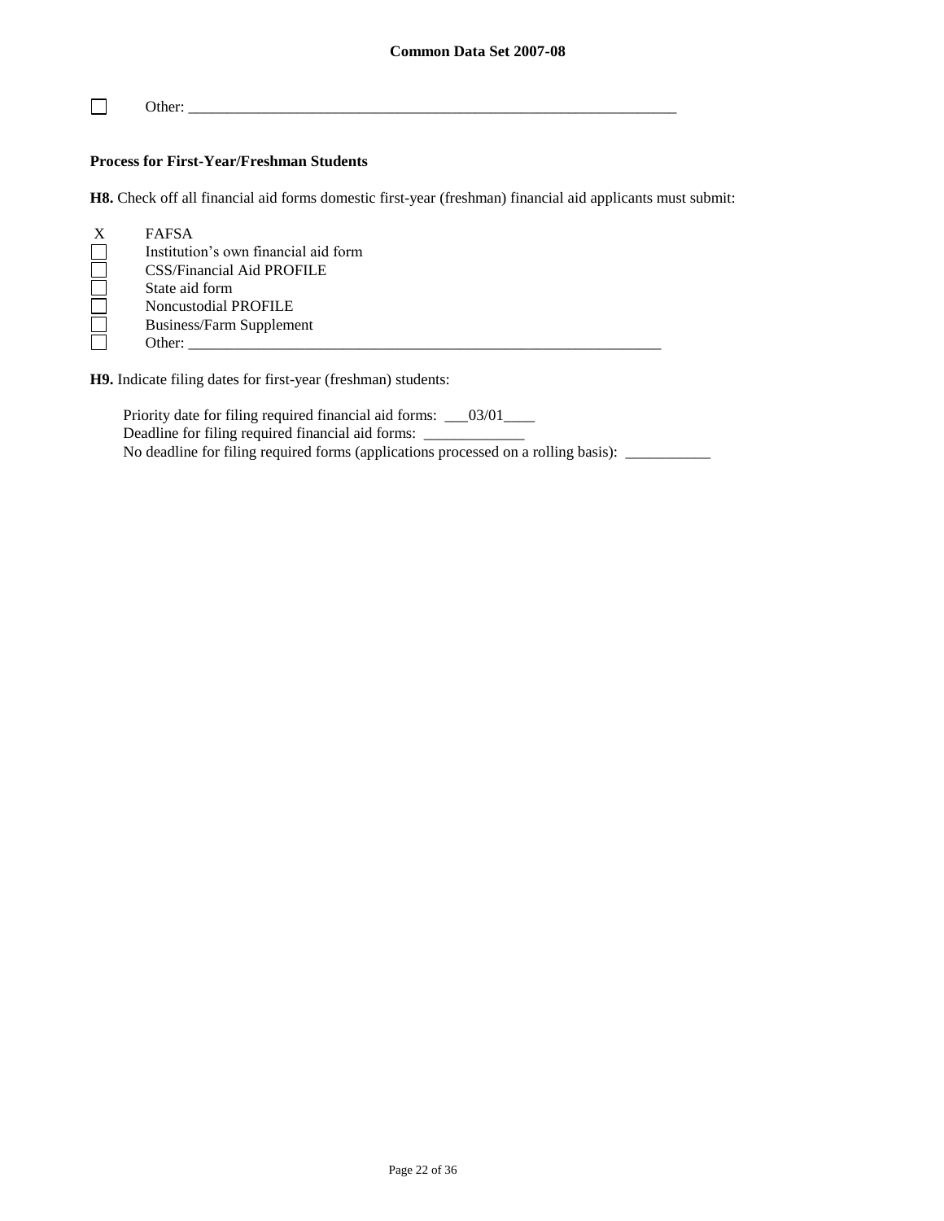☐ Other: ___________________________________________________________________

**Process for First-Year/Freshman Students**

**H8.** Check off all financial aid forms domestic first-year (freshman) financial aid applicants must submit:

- X FAFSA
- ☐ Institution's own financial aid form
- ☐ CSS/Financial Aid PROFILE
- ☐ State aid form
- ☐ Noncustodial PROFILE
- ☐ Business/Farm Supplement
- ☐ Other: ________________________________________________________________

**H9.** Indicate filing dates for first-year (freshman) students:

Priority date for filing required financial aid forms: ___03/01____

Deadline for filing required financial aid forms: _____________

No deadline for filing required forms (applications processed on a rolling basis): ___________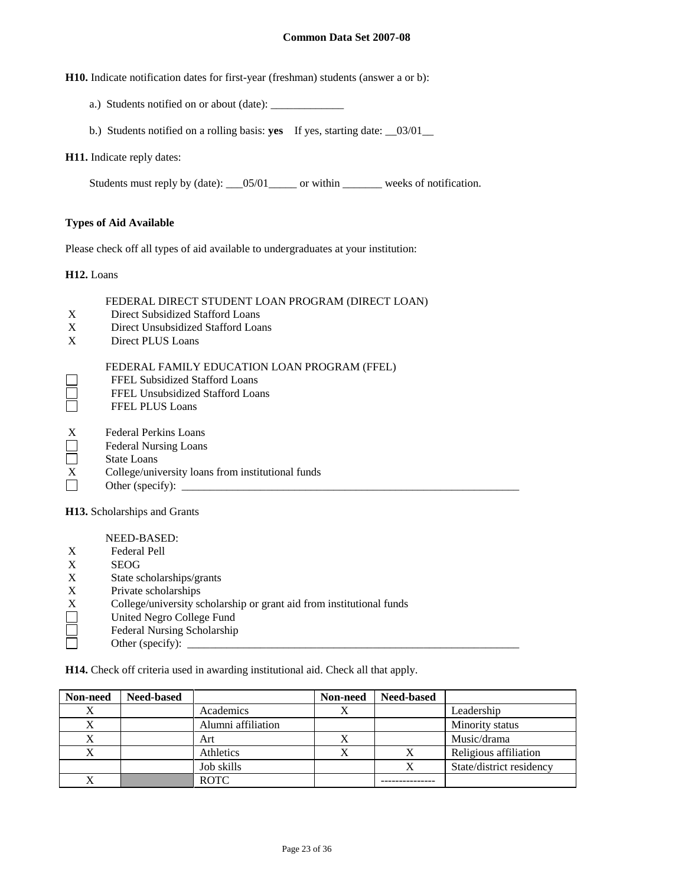**H10.** Indicate notification dates for first-year (freshman) students (answer a or b):

a.) Students notified on or about (date): _____________

b.) Students notified on a rolling basis: **yes** If yes, starting date: __03/01__

**H11.** Indicate reply dates:

Students must reply by (date): ___05/01_____ or within _______ weeks of notification.

**Types of Aid Available**

Please check off all types of aid available to undergraduates at your institution:

**H12.** Loans

FEDERAL DIRECT STUDENT LOAN PROGRAM (DIRECT LOAN)

- X Direct Subsidized Stafford Loans
- X Direct Unsubsidized Stafford Loans
- X Direct PLUS Loans

FEDERAL FAMILY EDUCATION LOAN PROGRAM (FFEL)

- ☐ FFEL Subsidized Stafford Loans
- ☐ FFEL Unsubsidized Stafford Loans
- ☐ FFEL PLUS Loans

- X Federal Perkins Loans
- ☐ Federal Nursing Loans
- ☐ State Loans
- X College/university loans from institutional funds
- ☐ Other (specify): ________________________________________________________________

**H13.** Scholarships and Grants

NEED-BASED:

- X Federal Pell
- X SEOG
- X State scholarships/grants
- X Private scholarships
- X College/university scholarship or grant aid from institutional funds
- ☐ United Negro College Fund
- ☐ Federal Nursing Scholarship
- ☐ Other (specify): ________________________________________________________________

**H14.** Check off criteria used in awarding institutional aid. Check all that apply.

| Non-need | Need-based | | Non-need | Need-based | |
|---|---|---|---|---|---|
| X | | Academics | X | | Leadership |
| X | | Alumni affiliation | | | Minority status |
| X | | Art | X | | Music/drama |
| X | | Athletics | X | X | Religious affiliation |
| | | Job skills | | X | State/district residency |
| X | | ROTC | | --------------- | |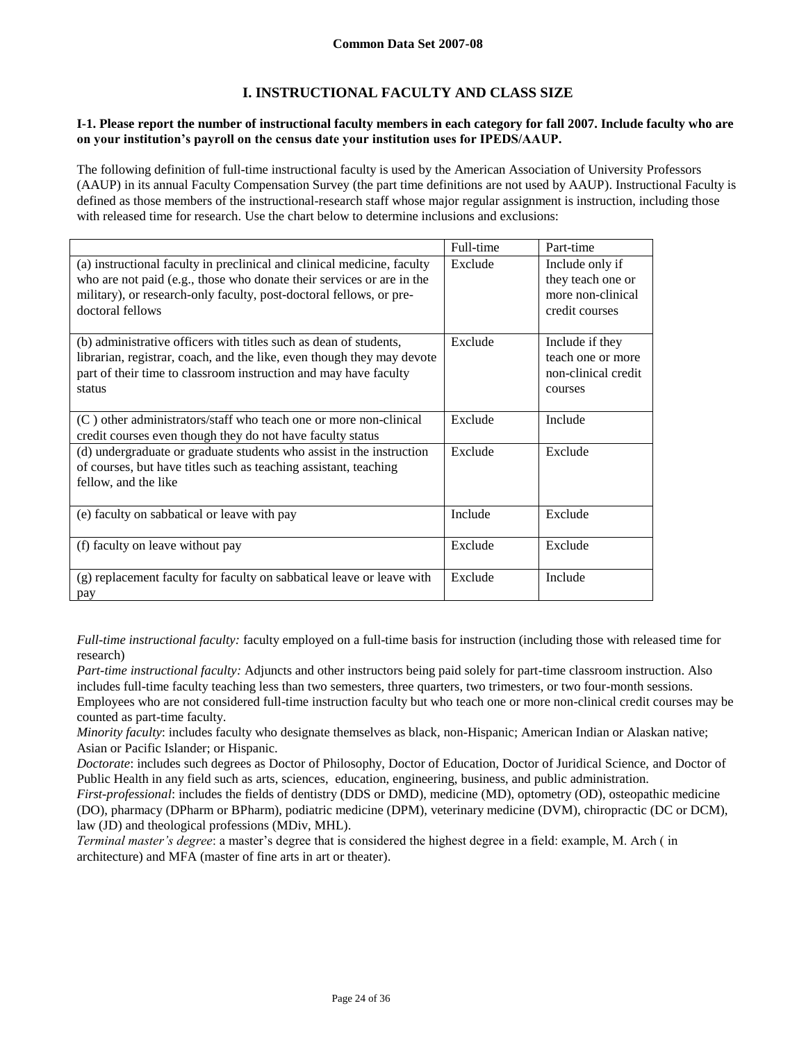# I. INSTRUCTIONAL FACULTY AND CLASS SIZE

**I-1. Please report the number of instructional faculty members in each category for fall 2007. Include faculty who are on your institution's payroll on the census date your institution uses for IPEDS/AAUP.**

The following definition of full-time instructional faculty is used by the American Association of University Professors (AAUP) in its annual Faculty Compensation Survey (the part time definitions are not used by AAUP). Instructional Faculty is defined as those members of the instructional-research staff whose major regular assignment is instruction, including those with released time for research. Use the chart below to determine inclusions and exclusions:

| | Full-time | Part-time |
|---|---|---|
| (a) instructional faculty in preclinical and clinical medicine, faculty who are not paid (e.g., those who donate their services or are in the military), or research-only faculty, post-doctoral fellows, or pre-doctoral fellows | Exclude | Include only if they teach one or more non-clinical credit courses |
| (b) administrative officers with titles such as dean of students, librarian, registrar, coach, and the like, even though they may devote part of their time to classroom instruction and may have faculty status | Exclude | Include if they teach one or more non-clinical credit courses |
| (C ) other administrators/staff who teach one or more non-clinical credit courses even though they do not have faculty status | Exclude | Include |
| (d) undergraduate or graduate students who assist in the instruction of courses, but have titles such as teaching assistant, teaching fellow, and the like | Exclude | Exclude |
| (e) faculty on sabbatical or leave with pay | Include | Exclude |
| (f) faculty on leave without pay | Exclude | Exclude |
| (g) replacement faculty for faculty on sabbatical leave or leave with pay | Exclude | Include |

*Full-time instructional faculty:* faculty employed on a full-time basis for instruction (including those with released time for research)

*Part-time instructional faculty:* Adjuncts and other instructors being paid solely for part-time classroom instruction. Also includes full-time faculty teaching less than two semesters, three quarters, two trimesters, or two four-month sessions. Employees who are not considered full-time instruction faculty but who teach one or more non-clinical credit courses may be counted as part-time faculty.

*Minority faculty*: includes faculty who designate themselves as black, non-Hispanic; American Indian or Alaskan native; Asian or Pacific Islander; or Hispanic.

*Doctorate*: includes such degrees as Doctor of Philosophy, Doctor of Education, Doctor of Juridical Science, and Doctor of Public Health in any field such as arts, sciences, education, engineering, business, and public administration.

*First-professional*: includes the fields of dentistry (DDS or DMD), medicine (MD), optometry (OD), osteopathic medicine (DO), pharmacy (DPharm or BPharm), podiatric medicine (DPM), veterinary medicine (DVM), chiropractic (DC or DCM), law (JD) and theological professions (MDiv, MHL).

*Terminal master's degree*: a master's degree that is considered the highest degree in a field: example, M. Arch ( in architecture) and MFA (master of fine arts in art or theater).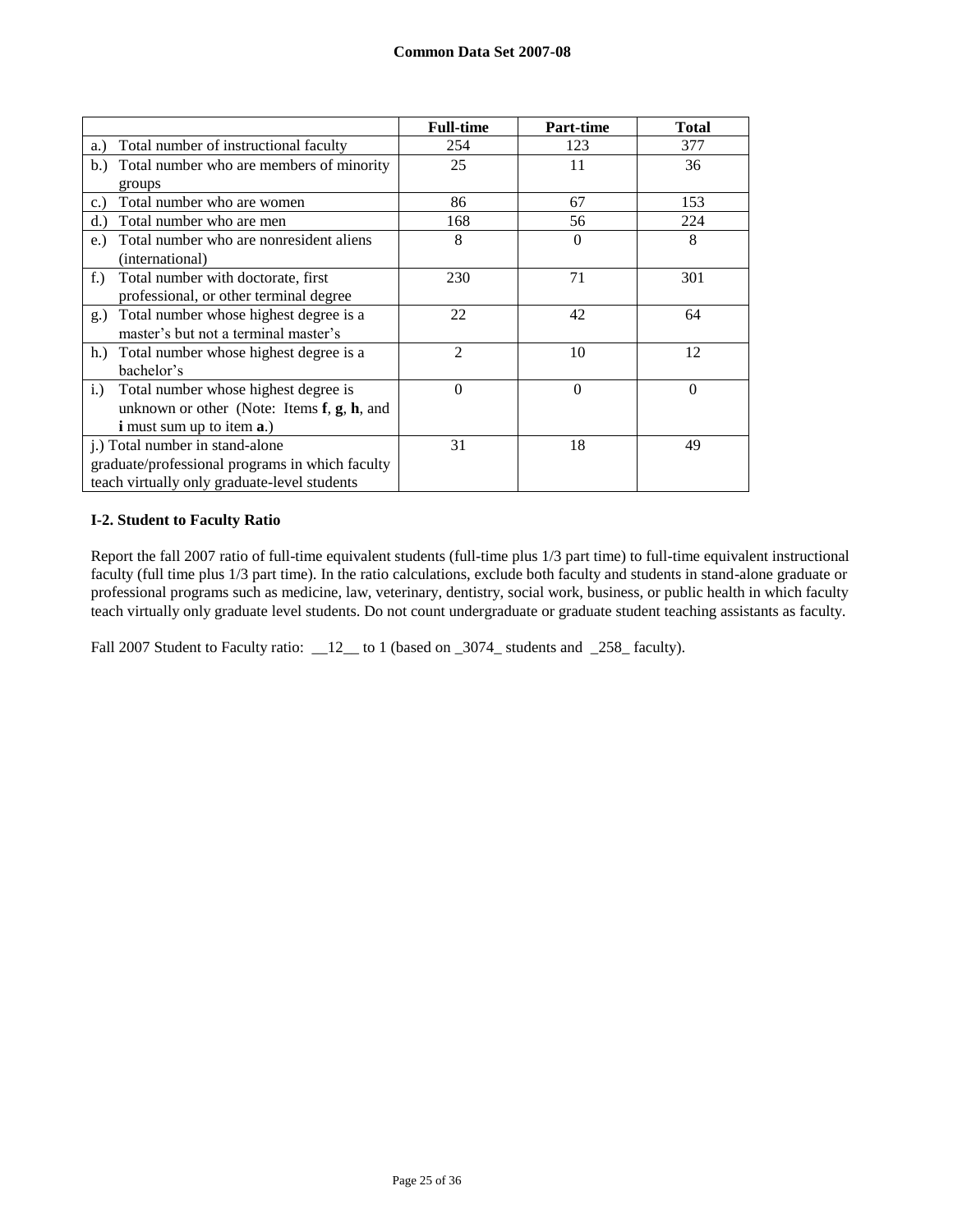| | Full-time | Part-time | Total |
|---|---|---|---|
| a.) Total number of instructional faculty | 254 | 123 | 377 |
| b.) Total number who are members of minority groups | 25 | 11 | 36 |
| c.) Total number who are women | 86 | 67 | 153 |
| d.) Total number who are men | 168 | 56 | 224 |
| e.) Total number who are nonresident aliens (international) | 8 | 0 | 8 |
| f.) Total number with doctorate, first professional, or other terminal degree | 230 | 71 | 301 |
| g.) Total number whose highest degree is a master's but not a terminal master's | 22 | 42 | 64 |
| h.) Total number whose highest degree is a bachelor's | 2 | 10 | 12 |
| i.) Total number whose highest degree is unknown or other (Note: Items **f**, **g**, **h**, and **i** must sum up to item **a**.) | 0 | 0 | 0 |
| j.) Total number in stand-alone graduate/professional programs in which faculty teach virtually only graduate-level students | 31 | 18 | 49 |

**I-2. Student to Faculty Ratio**

Report the fall 2007 ratio of full-time equivalent students (full-time plus 1/3 part time) to full-time equivalent instructional faculty (full time plus 1/3 part time). In the ratio calculations, exclude both faculty and students in stand-alone graduate or professional programs such as medicine, law, veterinary, dentistry, social work, business, or public health in which faculty teach virtually only graduate level students. Do not count undergraduate or graduate student teaching assistants as faculty.

Fall 2007 Student to Faculty ratio: __12__ to 1 (based on _3074_ students and _258_ faculty).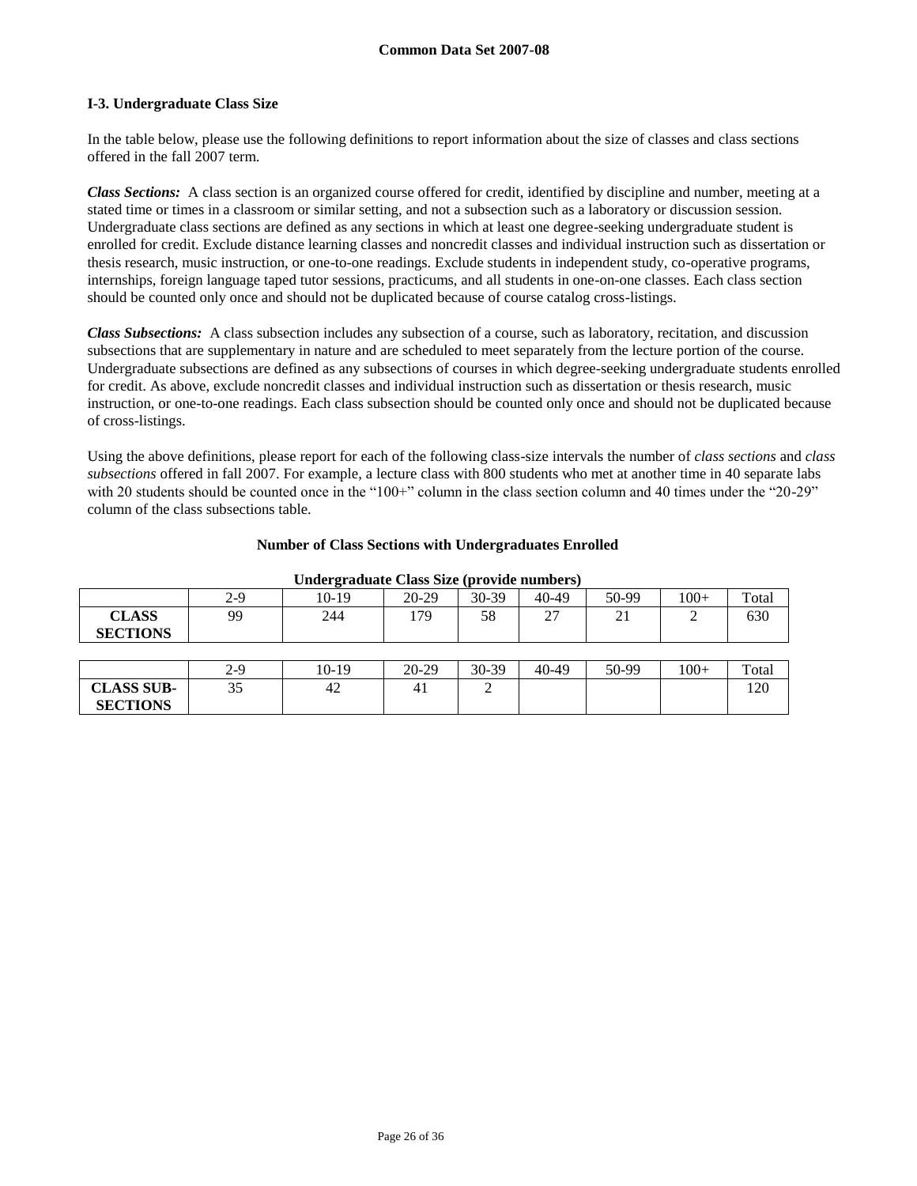**Common Data Set 2007-08**

### I-3. Undergraduate Class Size

In the table below, please use the following definitions to report information about the size of classes and class sections offered in the fall 2007 term.

***Class Sections:*** A class section is an organized course offered for credit, identified by discipline and number, meeting at a stated time or times in a classroom or similar setting, and not a subsection such as a laboratory or discussion session. Undergraduate class sections are defined as any sections in which at least one degree-seeking undergraduate student is enrolled for credit. Exclude distance learning classes and noncredit classes and individual instruction such as dissertation or thesis research, music instruction, or one-to-one readings. Exclude students in independent study, co-operative programs, internships, foreign language taped tutor sessions, practicums, and all students in one-on-one classes. Each class section should be counted only once and should not be duplicated because of course catalog cross-listings.

***Class Subsections:*** A class subsection includes any subsection of a course, such as laboratory, recitation, and discussion subsections that are supplementary in nature and are scheduled to meet separately from the lecture portion of the course. Undergraduate subsections are defined as any subsections of courses in which degree-seeking undergraduate students enrolled for credit. As above, exclude noncredit classes and individual instruction such as dissertation or thesis research, music instruction, or one-to-one readings. Each class subsection should be counted only once and should not be duplicated because of cross-listings.

Using the above definitions, please report for each of the following class-size intervals the number of *class sections* and *class subsections* offered in fall 2007. For example, a lecture class with 800 students who met at another time in 40 separate labs with 20 students should be counted once in the "100+" column in the class section column and 40 times under the "20-29" column of the class subsections table.

**Number of Class Sections with Undergraduates Enrolled**

**Undergraduate Class Size (provide numbers)**

| | 2-9 | 10-19 | 20-29 | 30-39 | 40-49 | 50-99 | 100+ | Total |
|---|---|---|---|---|---|---|---|---|
| **CLASS SECTIONS** | 99 | 244 | 179 | 58 | 27 | 21 | 2 | 630 |

| | 2-9 | 10-19 | 20-29 | 30-39 | 40-49 | 50-99 | 100+ | Total |
|---|---|---|---|---|---|---|---|---|
| **CLASS SUB-SECTIONS** | 35 | 42 | 41 | 2 | | | | 120 |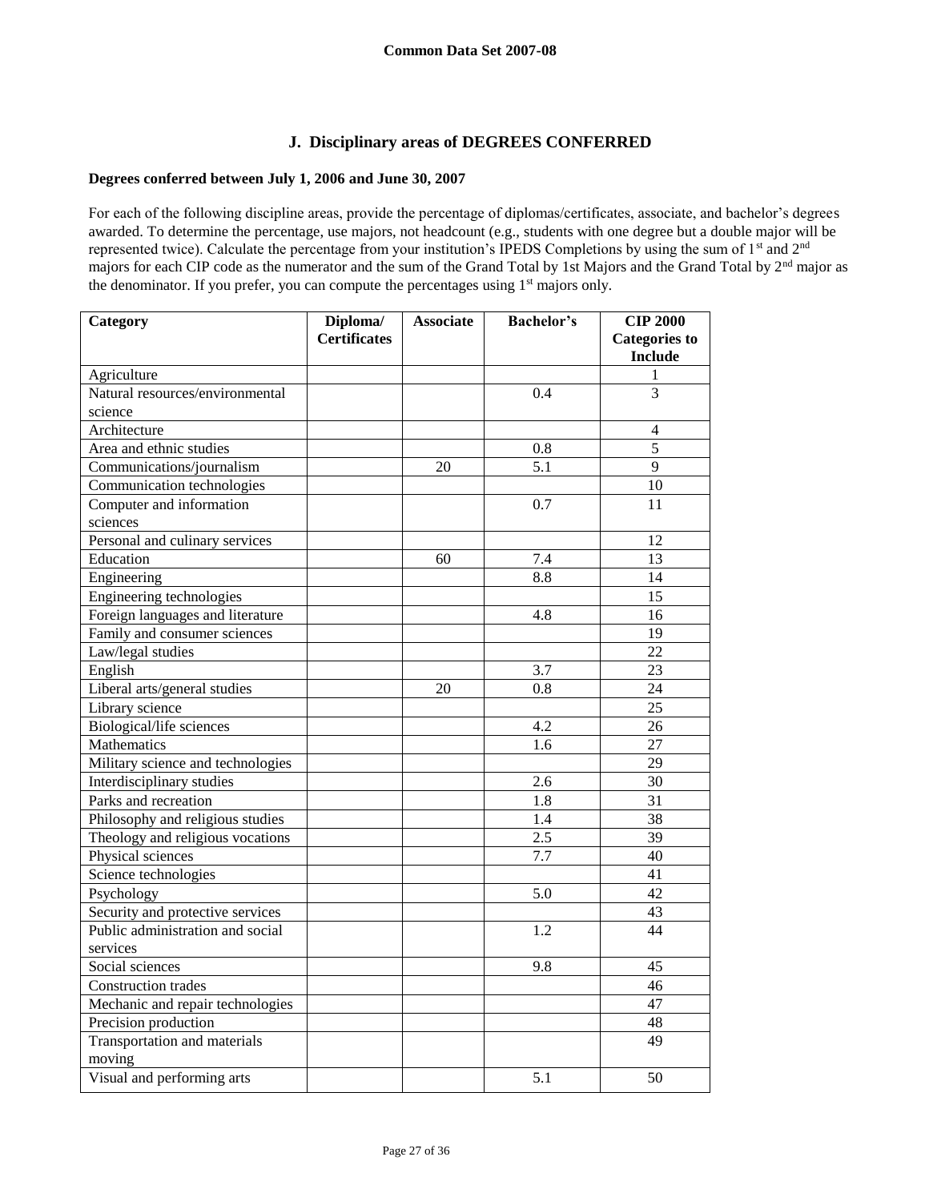## J. Disciplinary areas of DEGREES CONFERRED

**Degrees conferred between July 1, 2006 and June 30, 2007**

For each of the following discipline areas, provide the percentage of diplomas/certificates, associate, and bachelor's degrees awarded. To determine the percentage, use majors, not headcount (e.g., students with one degree but a double major will be represented twice). Calculate the percentage from your institution's IPEDS Completions by using the sum of 1st and 2nd majors for each CIP code as the numerator and the sum of the Grand Total by 1st Majors and the Grand Total by 2nd major as the denominator. If you prefer, you can compute the percentages using 1st majors only.

| Category | Diploma/ Certificates | Associate | Bachelor's | CIP 2000 Categories to Include |
|---|---|---|---|---|
| Agriculture | | | | 1 |
| Natural resources/environmental science | | | 0.4 | 3 |
| Architecture | | | | 4 |
| Area and ethnic studies | | | 0.8 | 5 |
| Communications/journalism | | 20 | 5.1 | 9 |
| Communication technologies | | | | 10 |
| Computer and information sciences | | | 0.7 | 11 |
| Personal and culinary services | | | | 12 |
| Education | | 60 | 7.4 | 13 |
| Engineering | | | 8.8 | 14 |
| Engineering technologies | | | | 15 |
| Foreign languages and literature | | | 4.8 | 16 |
| Family and consumer sciences | | | | 19 |
| Law/legal studies | | | | 22 |
| English | | | 3.7 | 23 |
| Liberal arts/general studies | | 20 | 0.8 | 24 |
| Library science | | | | 25 |
| Biological/life sciences | | | 4.2 | 26 |
| Mathematics | | | 1.6 | 27 |
| Military science and technologies | | | | 29 |
| Interdisciplinary studies | | | 2.6 | 30 |
| Parks and recreation | | | 1.8 | 31 |
| Philosophy and religious studies | | | 1.4 | 38 |
| Theology and religious vocations | | | 2.5 | 39 |
| Physical sciences | | | 7.7 | 40 |
| Science technologies | | | | 41 |
| Psychology | | | 5.0 | 42 |
| Security and protective services | | | | 43 |
| Public administration and social services | | | 1.2 | 44 |
| Social sciences | | | 9.8 | 45 |
| Construction trades | | | | 46 |
| Mechanic and repair technologies | | | | 47 |
| Precision production | | | | 48 |
| Transportation and materials moving | | | | 49 |
| Visual and performing arts | | | 5.1 | 50 |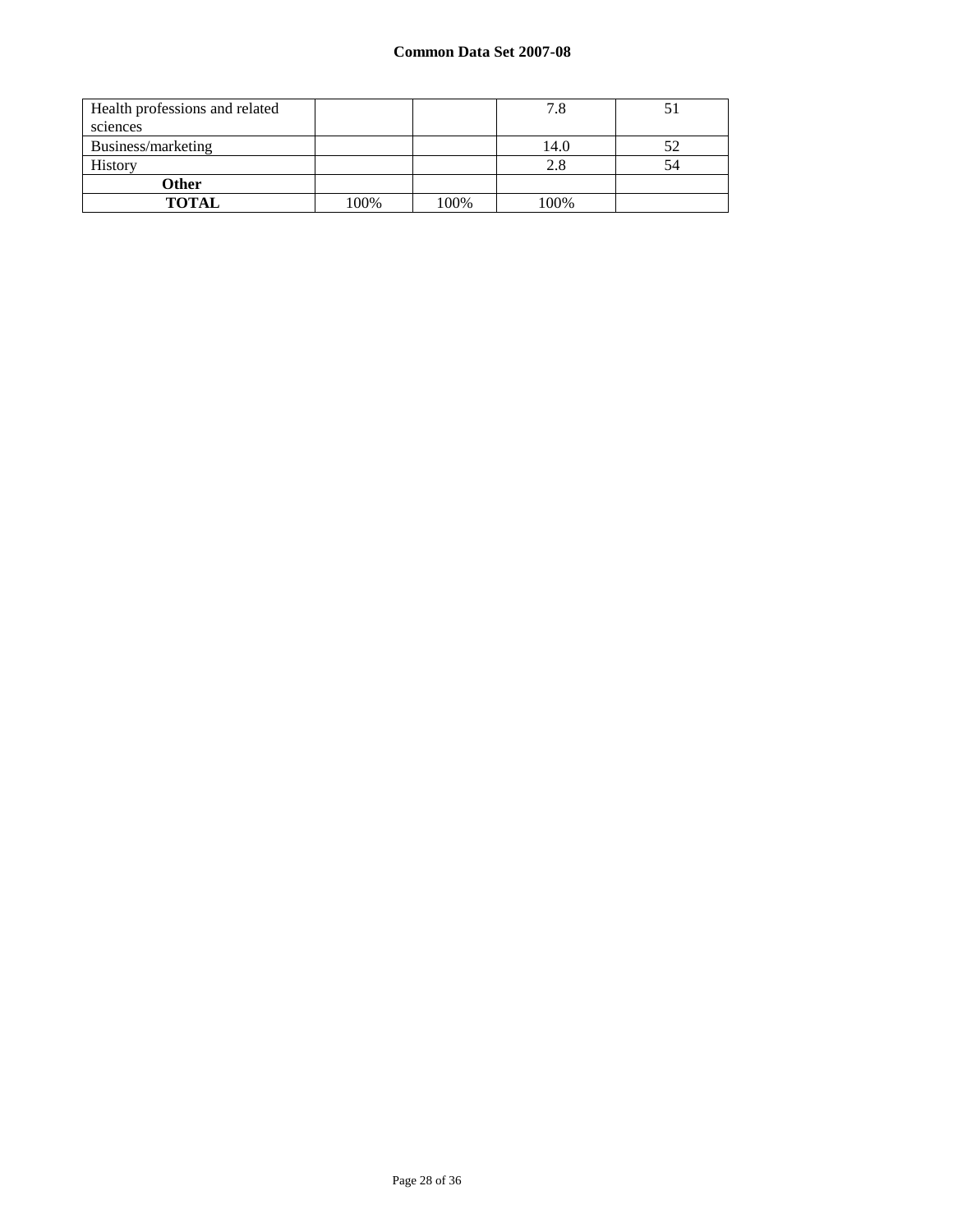| | | | | |
|---|---|---|---|---|
| Health professions and related sciences | | | 7.8 | 51 |
| Business/marketing | | | 14.0 | 52 |
| History | | | 2.8 | 54 |
| **Other** | | | | |
| **TOTAL** | 100% | 100% | 100% | |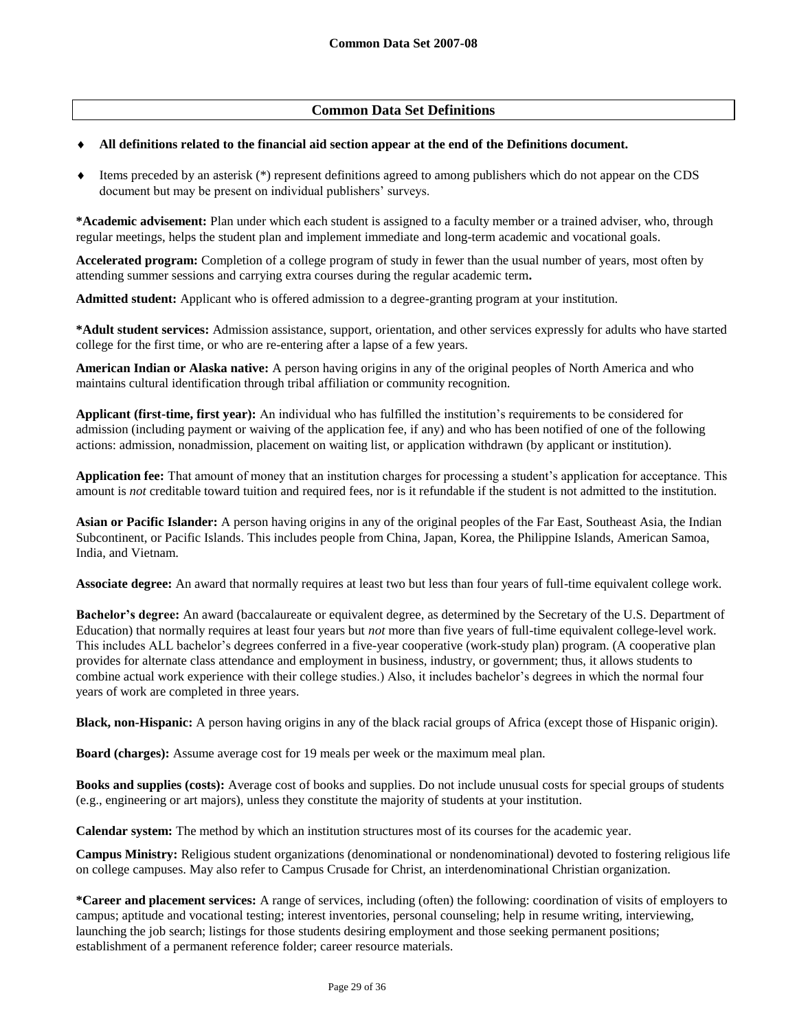## Common Data Set Definitions

- **All definitions related to the financial aid section appear at the end of the Definitions document.**
- Items preceded by an asterisk (*) represent definitions agreed to among publishers which do not appear on the CDS document but may be present on individual publishers' surveys.

**\*Academic advisement:** Plan under which each student is assigned to a faculty member or a trained adviser, who, through regular meetings, helps the student plan and implement immediate and long-term academic and vocational goals.

**Accelerated program:** Completion of a college program of study in fewer than the usual number of years, most often by attending summer sessions and carrying extra courses during the regular academic term**.**

**Admitted student:** Applicant who is offered admission to a degree-granting program at your institution.

**\*Adult student services:** Admission assistance, support, orientation, and other services expressly for adults who have started college for the first time, or who are re-entering after a lapse of a few years.

**American Indian or Alaska native:** A person having origins in any of the original peoples of North America and who maintains cultural identification through tribal affiliation or community recognition.

**Applicant (first-time, first year):** An individual who has fulfilled the institution's requirements to be considered for admission (including payment or waiving of the application fee, if any) and who has been notified of one of the following actions: admission, nonadmission, placement on waiting list, or application withdrawn (by applicant or institution).

**Application fee:** That amount of money that an institution charges for processing a student's application for acceptance. This amount is *not* creditable toward tuition and required fees, nor is it refundable if the student is not admitted to the institution.

**Asian or Pacific Islander:** A person having origins in any of the original peoples of the Far East, Southeast Asia, the Indian Subcontinent, or Pacific Islands. This includes people from China, Japan, Korea, the Philippine Islands, American Samoa, India, and Vietnam.

**Associate degree:** An award that normally requires at least two but less than four years of full-time equivalent college work.

**Bachelor's degree:** An award (baccalaureate or equivalent degree, as determined by the Secretary of the U.S. Department of Education) that normally requires at least four years but *not* more than five years of full-time equivalent college-level work. This includes ALL bachelor's degrees conferred in a five-year cooperative (work-study plan) program. (A cooperative plan provides for alternate class attendance and employment in business, industry, or government; thus, it allows students to combine actual work experience with their college studies.) Also, it includes bachelor's degrees in which the normal four years of work are completed in three years.

**Black, non-Hispanic:** A person having origins in any of the black racial groups of Africa (except those of Hispanic origin).

**Board (charges):** Assume average cost for 19 meals per week or the maximum meal plan.

**Books and supplies (costs):** Average cost of books and supplies. Do not include unusual costs for special groups of students (e.g., engineering or art majors), unless they constitute the majority of students at your institution.

**Calendar system:** The method by which an institution structures most of its courses for the academic year.

**Campus Ministry:** Religious student organizations (denominational or nondenominational) devoted to fostering religious life on college campuses. May also refer to Campus Crusade for Christ, an interdenominational Christian organization.

**\*Career and placement services:** A range of services, including (often) the following: coordination of visits of employers to campus; aptitude and vocational testing; interest inventories, personal counseling; help in resume writing, interviewing, launching the job search; listings for those students desiring employment and those seeking permanent positions; establishment of a permanent reference folder; career resource materials.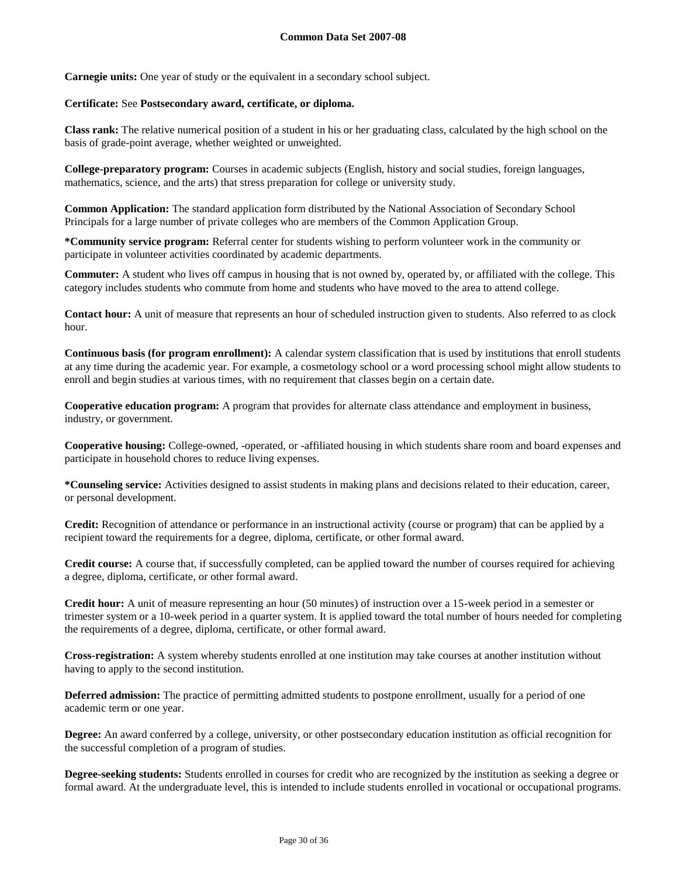**Carnegie units:** One year of study or the equivalent in a secondary school subject.

**Certificate:** See **Postsecondary award, certificate, or diploma.**

**Class rank:** The relative numerical position of a student in his or her graduating class, calculated by the high school on the basis of grade-point average, whether weighted or unweighted.

**College-preparatory program:** Courses in academic subjects (English, history and social studies, foreign languages, mathematics, science, and the arts) that stress preparation for college or university study.

**Common Application:** The standard application form distributed by the National Association of Secondary School Principals for a large number of private colleges who are members of the Common Application Group.

***Community service program:** Referral center for students wishing to perform volunteer work in the community or participate in volunteer activities coordinated by academic departments.

**Commuter:** A student who lives off campus in housing that is not owned by, operated by, or affiliated with the college. This category includes students who commute from home and students who have moved to the area to attend college.

**Contact hour:** A unit of measure that represents an hour of scheduled instruction given to students. Also referred to as clock hour.

**Continuous basis (for program enrollment):** A calendar system classification that is used by institutions that enroll students at any time during the academic year. For example, a cosmetology school or a word processing school might allow students to enroll and begin studies at various times, with no requirement that classes begin on a certain date.

**Cooperative education program:** A program that provides for alternate class attendance and employment in business, industry, or government.

**Cooperative housing:** College-owned, -operated, or -affiliated housing in which students share room and board expenses and participate in household chores to reduce living expenses.

***Counseling service:** Activities designed to assist students in making plans and decisions related to their education, career, or personal development.

**Credit:** Recognition of attendance or performance in an instructional activity (course or program) that can be applied by a recipient toward the requirements for a degree, diploma, certificate, or other formal award.

**Credit course:** A course that, if successfully completed, can be applied toward the number of courses required for achieving a degree, diploma, certificate, or other formal award.

**Credit hour:** A unit of measure representing an hour (50 minutes) of instruction over a 15-week period in a semester or trimester system or a 10-week period in a quarter system. It is applied toward the total number of hours needed for completing the requirements of a degree, diploma, certificate, or other formal award.

**Cross-registration:** A system whereby students enrolled at one institution may take courses at another institution without having to apply to the second institution.

**Deferred admission:** The practice of permitting admitted students to postpone enrollment, usually for a period of one academic term or one year.

**Degree:** An award conferred by a college, university, or other postsecondary education institution as official recognition for the successful completion of a program of studies.

**Degree-seeking students:** Students enrolled in courses for credit who are recognized by the institution as seeking a degree or formal award. At the undergraduate level, this is intended to include students enrolled in vocational or occupational programs.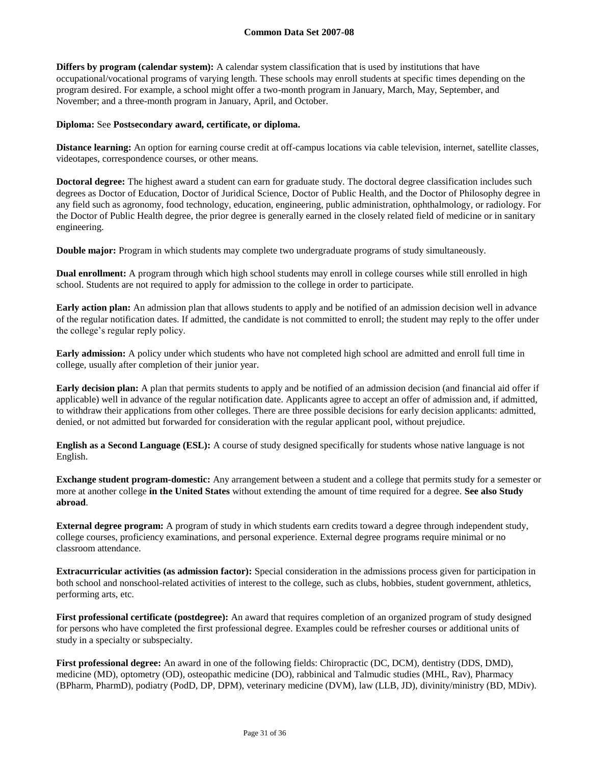**Differs by program (calendar system):** A calendar system classification that is used by institutions that have occupational/vocational programs of varying length. These schools may enroll students at specific times depending on the program desired. For example, a school might offer a two-month program in January, March, May, September, and November; and a three-month program in January, April, and October.

**Diploma:** See **Postsecondary award, certificate, or diploma.**

**Distance learning:** An option for earning course credit at off-campus locations via cable television, internet, satellite classes, videotapes, correspondence courses, or other means.

**Doctoral degree:** The highest award a student can earn for graduate study. The doctoral degree classification includes such degrees as Doctor of Education, Doctor of Juridical Science, Doctor of Public Health, and the Doctor of Philosophy degree in any field such as agronomy, food technology, education, engineering, public administration, ophthalmology, or radiology. For the Doctor of Public Health degree, the prior degree is generally earned in the closely related field of medicine or in sanitary engineering.

**Double major:** Program in which students may complete two undergraduate programs of study simultaneously.

**Dual enrollment:** A program through which high school students may enroll in college courses while still enrolled in high school. Students are not required to apply for admission to the college in order to participate.

**Early action plan:** An admission plan that allows students to apply and be notified of an admission decision well in advance of the regular notification dates. If admitted, the candidate is not committed to enroll; the student may reply to the offer under the college's regular reply policy.

**Early admission:** A policy under which students who have not completed high school are admitted and enroll full time in college, usually after completion of their junior year.

**Early decision plan:** A plan that permits students to apply and be notified of an admission decision (and financial aid offer if applicable) well in advance of the regular notification date. Applicants agree to accept an offer of admission and, if admitted, to withdraw their applications from other colleges. There are three possible decisions for early decision applicants: admitted, denied, or not admitted but forwarded for consideration with the regular applicant pool, without prejudice.

**English as a Second Language (ESL):** A course of study designed specifically for students whose native language is not English.

**Exchange student program-domestic:** Any arrangement between a student and a college that permits study for a semester or more at another college **in the United States** without extending the amount of time required for a degree. **See also Study abroad**.

**External degree program:** A program of study in which students earn credits toward a degree through independent study, college courses, proficiency examinations, and personal experience. External degree programs require minimal or no classroom attendance.

**Extracurricular activities (as admission factor):** Special consideration in the admissions process given for participation in both school and nonschool-related activities of interest to the college, such as clubs, hobbies, student government, athletics, performing arts, etc.

**First professional certificate (postdegree):** An award that requires completion of an organized program of study designed for persons who have completed the first professional degree. Examples could be refresher courses or additional units of study in a specialty or subspecialty.

**First professional degree:** An award in one of the following fields: Chiropractic (DC, DCM), dentistry (DDS, DMD), medicine (MD), optometry (OD), osteopathic medicine (DO), rabbinical and Talmudic studies (MHL, Rav), Pharmacy (BPharm, PharmD), podiatry (PodD, DP, DPM), veterinary medicine (DVM), law (LLB, JD), divinity/ministry (BD, MDiv).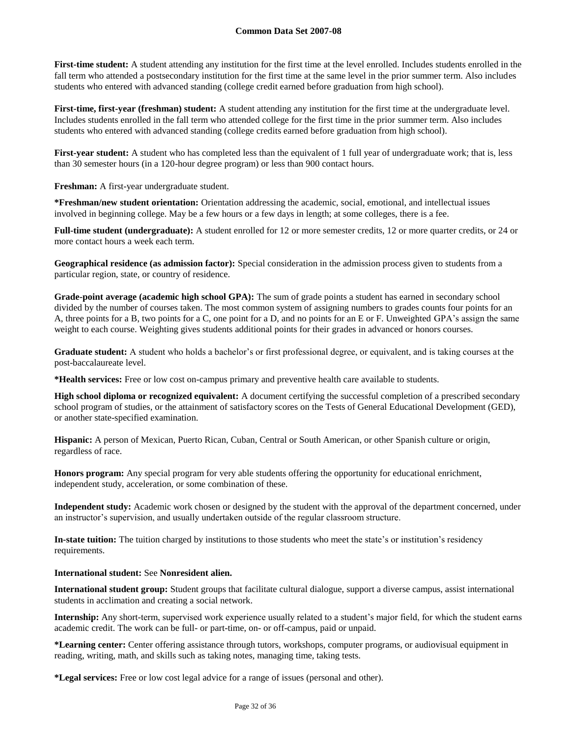**First-time student:** A student attending any institution for the first time at the level enrolled. Includes students enrolled in the fall term who attended a postsecondary institution for the first time at the same level in the prior summer term. Also includes students who entered with advanced standing (college credit earned before graduation from high school).

**First-time, first-year (freshman) student:** A student attending any institution for the first time at the undergraduate level. Includes students enrolled in the fall term who attended college for the first time in the prior summer term. Also includes students who entered with advanced standing (college credits earned before graduation from high school).

**First-year student:** A student who has completed less than the equivalent of 1 full year of undergraduate work; that is, less than 30 semester hours (in a 120-hour degree program) or less than 900 contact hours.

**Freshman:** A first-year undergraduate student.

**\*Freshman/new student orientation:** Orientation addressing the academic, social, emotional, and intellectual issues involved in beginning college. May be a few hours or a few days in length; at some colleges, there is a fee.

**Full-time student (undergraduate):** A student enrolled for 12 or more semester credits, 12 or more quarter credits, or 24 or more contact hours a week each term.

**Geographical residence (as admission factor):** Special consideration in the admission process given to students from a particular region, state, or country of residence.

**Grade-point average (academic high school GPA):** The sum of grade points a student has earned in secondary school divided by the number of courses taken. The most common system of assigning numbers to grades counts four points for an A, three points for a B, two points for a C, one point for a D, and no points for an E or F. Unweighted GPA's assign the same weight to each course. Weighting gives students additional points for their grades in advanced or honors courses.

**Graduate student:** A student who holds a bachelor's or first professional degree, or equivalent, and is taking courses at the post-baccalaureate level.

**\*Health services:** Free or low cost on-campus primary and preventive health care available to students.

**High school diploma or recognized equivalent:** A document certifying the successful completion of a prescribed secondary school program of studies, or the attainment of satisfactory scores on the Tests of General Educational Development (GED), or another state-specified examination.

**Hispanic:** A person of Mexican, Puerto Rican, Cuban, Central or South American, or other Spanish culture or origin, regardless of race.

**Honors program:** Any special program for very able students offering the opportunity for educational enrichment, independent study, acceleration, or some combination of these.

**Independent study:** Academic work chosen or designed by the student with the approval of the department concerned, under an instructor's supervision, and usually undertaken outside of the regular classroom structure.

**In-state tuition:** The tuition charged by institutions to those students who meet the state's or institution's residency requirements.

**International student:** See **Nonresident alien.**

**International student group:** Student groups that facilitate cultural dialogue, support a diverse campus, assist international students in acclimation and creating a social network.

**Internship:** Any short-term, supervised work experience usually related to a student's major field, for which the student earns academic credit. The work can be full- or part-time, on- or off-campus, paid or unpaid.

**\*Learning center:** Center offering assistance through tutors, workshops, computer programs, or audiovisual equipment in reading, writing, math, and skills such as taking notes, managing time, taking tests.

**\*Legal services:** Free or low cost legal advice for a range of issues (personal and other).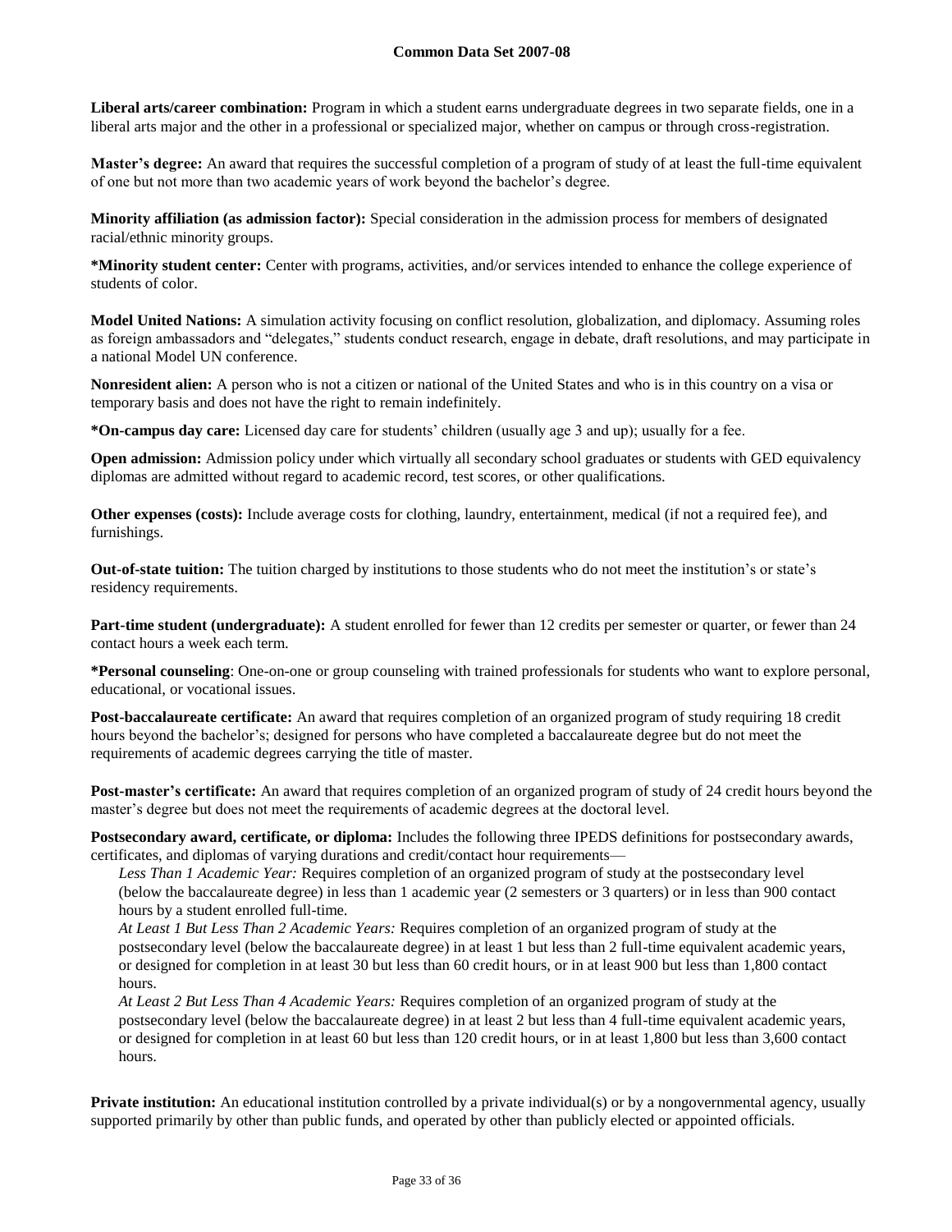**Liberal arts/career combination:** Program in which a student earns undergraduate degrees in two separate fields, one in a liberal arts major and the other in a professional or specialized major, whether on campus or through cross-registration.

**Master's degree:** An award that requires the successful completion of a program of study of at least the full-time equivalent of one but not more than two academic years of work beyond the bachelor's degree.

**Minority affiliation (as admission factor):** Special consideration in the admission process for members of designated racial/ethnic minority groups.

**\*Minority student center:** Center with programs, activities, and/or services intended to enhance the college experience of students of color.

**Model United Nations:** A simulation activity focusing on conflict resolution, globalization, and diplomacy. Assuming roles as foreign ambassadors and "delegates," students conduct research, engage in debate, draft resolutions, and may participate in a national Model UN conference.

**Nonresident alien:** A person who is not a citizen or national of the United States and who is in this country on a visa or temporary basis and does not have the right to remain indefinitely.

**\*On-campus day care:** Licensed day care for students' children (usually age 3 and up); usually for a fee.

**Open admission:** Admission policy under which virtually all secondary school graduates or students with GED equivalency diplomas are admitted without regard to academic record, test scores, or other qualifications.

**Other expenses (costs):** Include average costs for clothing, laundry, entertainment, medical (if not a required fee), and furnishings.

**Out-of-state tuition:** The tuition charged by institutions to those students who do not meet the institution's or state's residency requirements.

**Part-time student (undergraduate):** A student enrolled for fewer than 12 credits per semester or quarter, or fewer than 24 contact hours a week each term.

**\*Personal counseling**: One-on-one or group counseling with trained professionals for students who want to explore personal, educational, or vocational issues.

**Post-baccalaureate certificate:** An award that requires completion of an organized program of study requiring 18 credit hours beyond the bachelor's; designed for persons who have completed a baccalaureate degree but do not meet the requirements of academic degrees carrying the title of master.

**Post-master's certificate:** An award that requires completion of an organized program of study of 24 credit hours beyond the master's degree but does not meet the requirements of academic degrees at the doctoral level.

**Postsecondary award, certificate, or diploma:** Includes the following three IPEDS definitions for postsecondary awards, certificates, and diplomas of varying durations and credit/contact hour requirements—

*Less Than 1 Academic Year:* Requires completion of an organized program of study at the postsecondary level (below the baccalaureate degree) in less than 1 academic year (2 semesters or 3 quarters) or in less than 900 contact hours by a student enrolled full-time.

*At Least 1 But Less Than 2 Academic Years:* Requires completion of an organized program of study at the postsecondary level (below the baccalaureate degree) in at least 1 but less than 2 full-time equivalent academic years, or designed for completion in at least 30 but less than 60 credit hours, or in at least 900 but less than 1,800 contact hours.

*At Least 2 But Less Than 4 Academic Years:* Requires completion of an organized program of study at the postsecondary level (below the baccalaureate degree) in at least 2 but less than 4 full-time equivalent academic years, or designed for completion in at least 60 but less than 120 credit hours, or in at least 1,800 but less than 3,600 contact hours.

**Private institution:** An educational institution controlled by a private individual(s) or by a nongovernmental agency, usually supported primarily by other than public funds, and operated by other than publicly elected or appointed officials.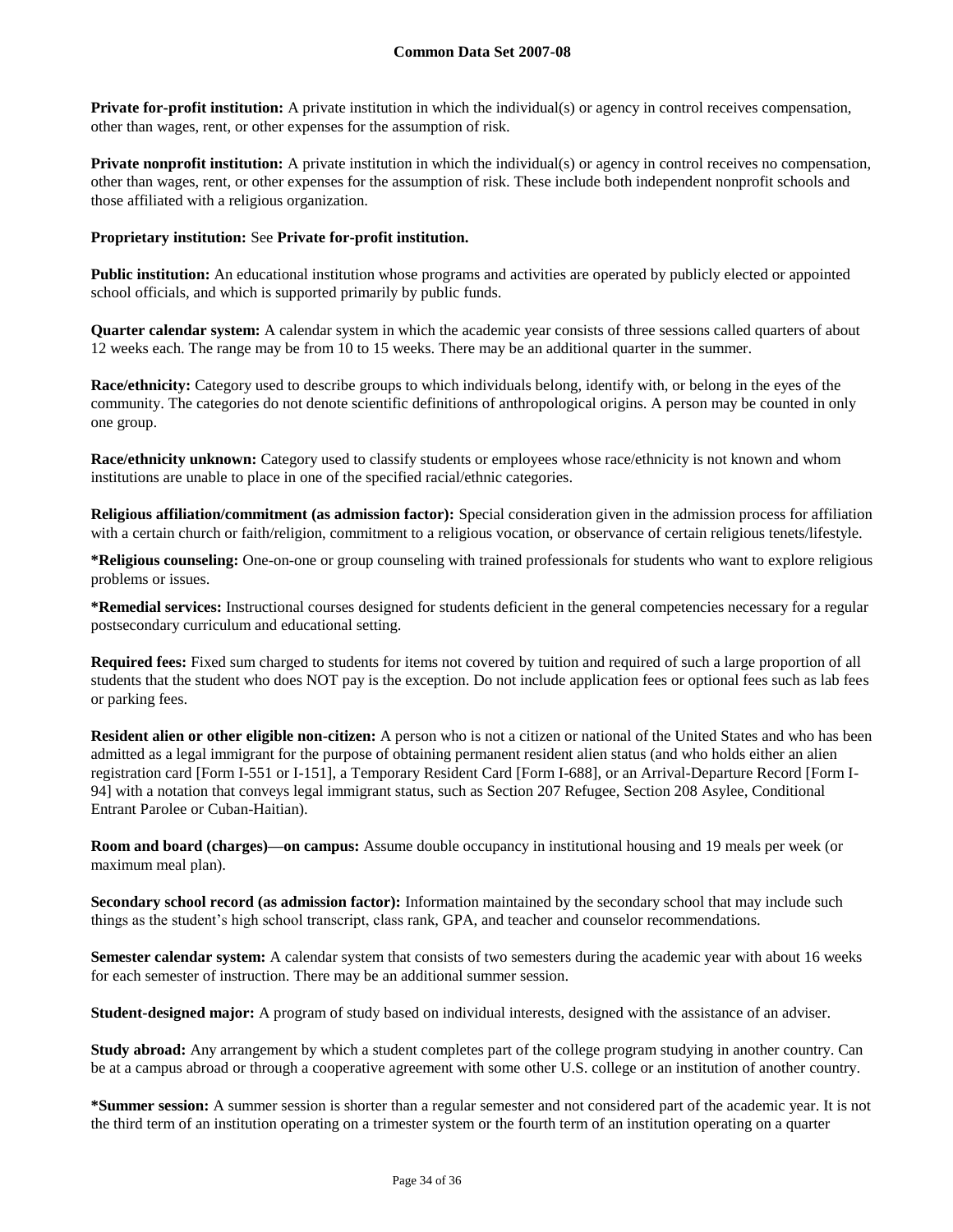**Private for-profit institution:** A private institution in which the individual(s) or agency in control receives compensation, other than wages, rent, or other expenses for the assumption of risk.

**Private nonprofit institution:** A private institution in which the individual(s) or agency in control receives no compensation, other than wages, rent, or other expenses for the assumption of risk. These include both independent nonprofit schools and those affiliated with a religious organization.

**Proprietary institution:** See **Private for-profit institution.**

**Public institution:** An educational institution whose programs and activities are operated by publicly elected or appointed school officials, and which is supported primarily by public funds.

**Quarter calendar system:** A calendar system in which the academic year consists of three sessions called quarters of about 12 weeks each. The range may be from 10 to 15 weeks. There may be an additional quarter in the summer.

**Race/ethnicity:** Category used to describe groups to which individuals belong, identify with, or belong in the eyes of the community. The categories do not denote scientific definitions of anthropological origins. A person may be counted in only one group.

**Race/ethnicity unknown:** Category used to classify students or employees whose race/ethnicity is not known and whom institutions are unable to place in one of the specified racial/ethnic categories.

**Religious affiliation/commitment (as admission factor):** Special consideration given in the admission process for affiliation with a certain church or faith/religion, commitment to a religious vocation, or observance of certain religious tenets/lifestyle.

**\*Religious counseling:** One-on-one or group counseling with trained professionals for students who want to explore religious problems or issues.

**\*Remedial services:** Instructional courses designed for students deficient in the general competencies necessary for a regular postsecondary curriculum and educational setting.

**Required fees:** Fixed sum charged to students for items not covered by tuition and required of such a large proportion of all students that the student who does NOT pay is the exception. Do not include application fees or optional fees such as lab fees or parking fees.

**Resident alien or other eligible non-citizen:** A person who is not a citizen or national of the United States and who has been admitted as a legal immigrant for the purpose of obtaining permanent resident alien status (and who holds either an alien registration card [Form I-551 or I-151], a Temporary Resident Card [Form I-688], or an Arrival-Departure Record [Form I-94] with a notation that conveys legal immigrant status, such as Section 207 Refugee, Section 208 Asylee, Conditional Entrant Parolee or Cuban-Haitian).

**Room and board (charges)—on campus:** Assume double occupancy in institutional housing and 19 meals per week (or maximum meal plan).

**Secondary school record (as admission factor):** Information maintained by the secondary school that may include such things as the student's high school transcript, class rank, GPA, and teacher and counselor recommendations.

**Semester calendar system:** A calendar system that consists of two semesters during the academic year with about 16 weeks for each semester of instruction. There may be an additional summer session.

**Student-designed major:** A program of study based on individual interests, designed with the assistance of an adviser.

**Study abroad:** Any arrangement by which a student completes part of the college program studying in another country. Can be at a campus abroad or through a cooperative agreement with some other U.S. college or an institution of another country.

**\*Summer session:** A summer session is shorter than a regular semester and not considered part of the academic year. It is not the third term of an institution operating on a trimester system or the fourth term of an institution operating on a quarter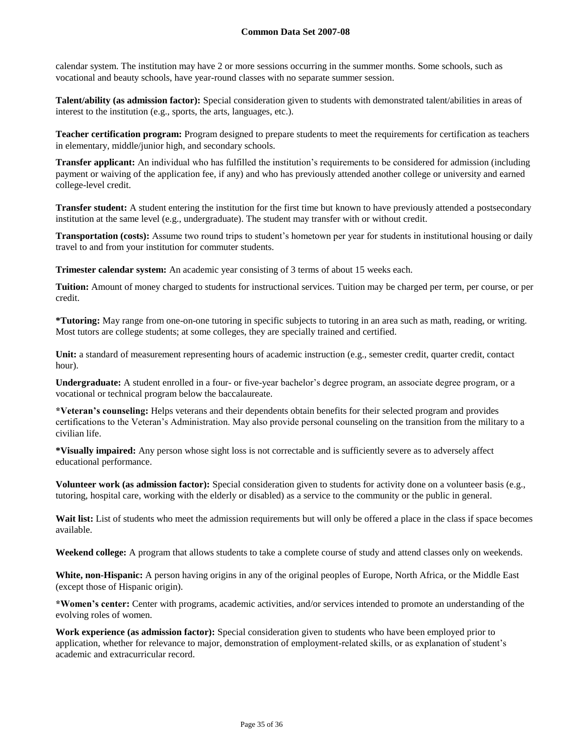calendar system. The institution may have 2 or more sessions occurring in the summer months. Some schools, such as vocational and beauty schools, have year-round classes with no separate summer session.

**Talent/ability (as admission factor):** Special consideration given to students with demonstrated talent/abilities in areas of interest to the institution (e.g., sports, the arts, languages, etc.).

**Teacher certification program:** Program designed to prepare students to meet the requirements for certification as teachers in elementary, middle/junior high, and secondary schools.

**Transfer applicant:** An individual who has fulfilled the institution's requirements to be considered for admission (including payment or waiving of the application fee, if any) and who has previously attended another college or university and earned college-level credit.

**Transfer student:** A student entering the institution for the first time but known to have previously attended a postsecondary institution at the same level (e.g., undergraduate). The student may transfer with or without credit.

**Transportation (costs):** Assume two round trips to student's hometown per year for students in institutional housing or daily travel to and from your institution for commuter students.

**Trimester calendar system:** An academic year consisting of 3 terms of about 15 weeks each.

**Tuition:** Amount of money charged to students for instructional services. Tuition may be charged per term, per course, or per credit.

***Tutoring:** May range from one-on-one tutoring in specific subjects to tutoring in an area such as math, reading, or writing. Most tutors are college students; at some colleges, they are specially trained and certified.

**Unit:** a standard of measurement representing hours of academic instruction (e.g., semester credit, quarter credit, contact hour).

**Undergraduate:** A student enrolled in a four- or five-year bachelor's degree program, an associate degree program, or a vocational or technical program below the baccalaureate.

***Veteran's counseling:** Helps veterans and their dependents obtain benefits for their selected program and provides certifications to the Veteran's Administration. May also provide personal counseling on the transition from the military to a civilian life.

***Visually impaired:** Any person whose sight loss is not correctable and is sufficiently severe as to adversely affect educational performance.

**Volunteer work (as admission factor):** Special consideration given to students for activity done on a volunteer basis (e.g., tutoring, hospital care, working with the elderly or disabled) as a service to the community or the public in general.

**Wait list:** List of students who meet the admission requirements but will only be offered a place in the class if space becomes available.

**Weekend college:** A program that allows students to take a complete course of study and attend classes only on weekends.

**White, non-Hispanic:** A person having origins in any of the original peoples of Europe, North Africa, or the Middle East (except those of Hispanic origin).

***Women's center:** Center with programs, academic activities, and/or services intended to promote an understanding of the evolving roles of women.

**Work experience (as admission factor):** Special consideration given to students who have been employed prior to application, whether for relevance to major, demonstration of employment-related skills, or as explanation of student's academic and extracurricular record.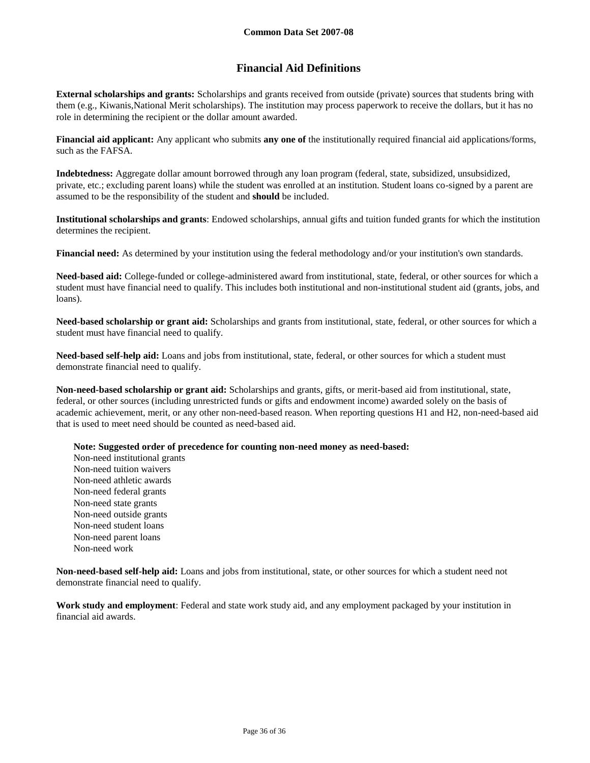## Financial Aid Definitions

**External scholarships and grants:** Scholarships and grants received from outside (private) sources that students bring with them (e.g., Kiwanis,National Merit scholarships). The institution may process paperwork to receive the dollars, but it has no role in determining the recipient or the dollar amount awarded.

**Financial aid applicant:** Any applicant who submits **any one of** the institutionally required financial aid applications/forms, such as the FAFSA.

**Indebtedness:** Aggregate dollar amount borrowed through any loan program (federal, state, subsidized, unsubsidized, private, etc.; excluding parent loans) while the student was enrolled at an institution. Student loans co-signed by a parent are assumed to be the responsibility of the student and **should** be included.

**Institutional scholarships and grants**: Endowed scholarships, annual gifts and tuition funded grants for which the institution determines the recipient.

**Financial need:** As determined by your institution using the federal methodology and/or your institution's own standards.

**Need-based aid:** College-funded or college-administered award from institutional, state, federal, or other sources for which a student must have financial need to qualify. This includes both institutional and non-institutional student aid (grants, jobs, and loans).

**Need-based scholarship or grant aid:** Scholarships and grants from institutional, state, federal, or other sources for which a student must have financial need to qualify.

**Need-based self-help aid:** Loans and jobs from institutional, state, federal, or other sources for which a student must demonstrate financial need to qualify.

**Non-need-based scholarship or grant aid:** Scholarships and grants, gifts, or merit-based aid from institutional, state, federal, or other sources (including unrestricted funds or gifts and endowment income) awarded solely on the basis of academic achievement, merit, or any other non-need-based reason. When reporting questions H1 and H2, non-need-based aid that is used to meet need should be counted as need-based aid.

**Note: Suggested order of precedence for counting non-need money as need-based:**
Non-need institutional grants
Non-need tuition waivers
Non-need athletic awards
Non-need federal grants
Non-need state grants
Non-need outside grants
Non-need student loans
Non-need parent loans
Non-need work

**Non-need-based self-help aid:** Loans and jobs from institutional, state, or other sources for which a student need not demonstrate financial need to qualify.

**Work study and employment**: Federal and state work study aid, and any employment packaged by your institution in financial aid awards.